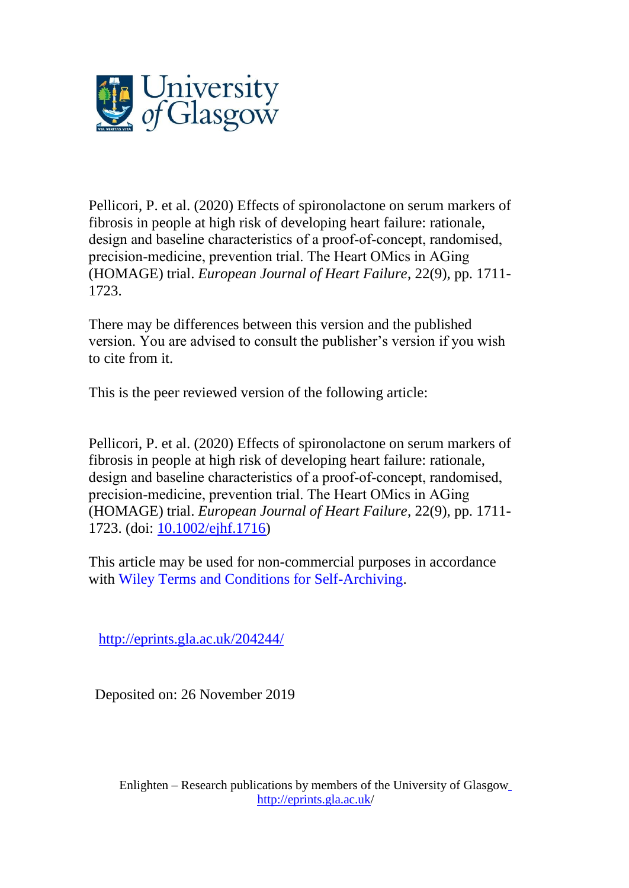Pellicori, P. et al. (2020) Effects of spironolactone on serum markers of fibrosis in people at high risk of developing heart failure: rationale, design and baseline characteristics of a proof-of-concept, randomised, precision-medicine, prevention trial. The Heart OMics in AGing (HOMAGE) trial. *European Journal of Heart Failure*, 22(9), pp. 1711-1723.

There may be differences between this version and the published version. You are advised to consult the publisher's version if you wish to cite from it.

This is the peer reviewed version of the following article:

Pellicori, P. et al. (2020) Effects of spironolactone on serum markers of fibrosis in people at high risk of developing heart failure: rationale, design and baseline characteristics of a proof-of-concept, randomised, precision-medicine, prevention trial. The Heart OMics in AGing (HOMAGE) trial. *European Journal of Heart Failure*, 22(9), pp. 1711-1723. (doi: [10.1002/ejhf.1716](10.1002/ejhf.1716))

This article may be used for non-commercial purposes in accordance with Wiley Terms and Conditions for Self-Archiving.

http://eprints.gla.ac.uk/204244/

Deposited on: 26 November 2019

Enlighten – Research publications by members of the University of Glasgow
http://eprints.gla.ac.uk/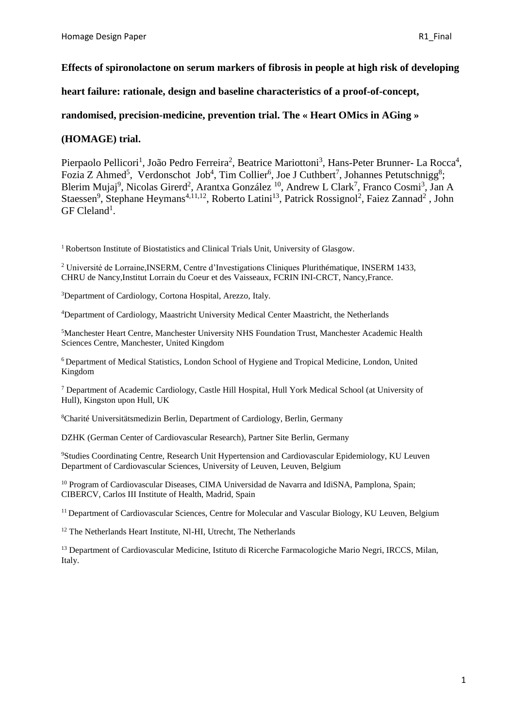**Effects of spironolactone on serum markers of fibrosis in people at high risk of developing heart failure: rationale, design and baseline characteristics of a proof-of-concept, randomised, precision-medicine, prevention trial. The « Heart OMics in AGing » (HOMAGE) trial.**

Pierpaolo Pellicori[1], João Pedro Ferreira[2], Beatrice Mariottoni[3], Hans-Peter Brunner- La Rocca[4], Fozia Z Ahmed[5], Verdonschot Job[4], Tim Collier[6], Joe J Cuthbert[7], Johannes Petutschnigg[8]; Blerim Mujaj[9], Nicolas Girerd[2], Arantxa González [10], Andrew L Clark[7], Franco Cosmi[3], Jan A Staessen[9], Stephane Heymans[4,11,12], Roberto Latini[13], Patrick Rossignol[2], Faiez Zannad[2] , John GF Cleland[1].

[1] Robertson Institute of Biostatistics and Clinical Trials Unit, University of Glasgow.

[2] Université de Lorraine,INSERM, Centre d'Investigations Cliniques Plurithématique, INSERM 1433, CHRU de Nancy,Institut Lorrain du Coeur et des Vaisseaux, FCRIN INI-CRCT, Nancy,France.

[3]Department of Cardiology, Cortona Hospital, Arezzo, Italy.

[4]Department of Cardiology, Maastricht University Medical Center Maastricht, the Netherlands

[5]Manchester Heart Centre, Manchester University NHS Foundation Trust, Manchester Academic Health Sciences Centre, Manchester, United Kingdom

[6] Department of Medical Statistics, London School of Hygiene and Tropical Medicine, London, United Kingdom

[7] Department of Academic Cardiology, Castle Hill Hospital, Hull York Medical School (at University of Hull), Kingston upon Hull, UK

[8]Charité Universitätsmedizin Berlin, Department of Cardiology, Berlin, Germany

DZHK (German Center of Cardiovascular Research), Partner Site Berlin, Germany

[9]Studies Coordinating Centre, Research Unit Hypertension and Cardiovascular Epidemiology, KU Leuven Department of Cardiovascular Sciences, University of Leuven, Leuven, Belgium

[10] Program of Cardiovascular Diseases, CIMA Universidad de Navarra and IdiSNA, Pamplona, Spain; CIBERCV, Carlos III Institute of Health, Madrid, Spain

[11] Department of Cardiovascular Sciences, Centre for Molecular and Vascular Biology, KU Leuven, Belgium

[12] The Netherlands Heart Institute, Nl-HI, Utrecht, The Netherlands

[13] Department of Cardiovascular Medicine, Istituto di Ricerche Farmacologiche Mario Negri, IRCCS, Milan, Italy.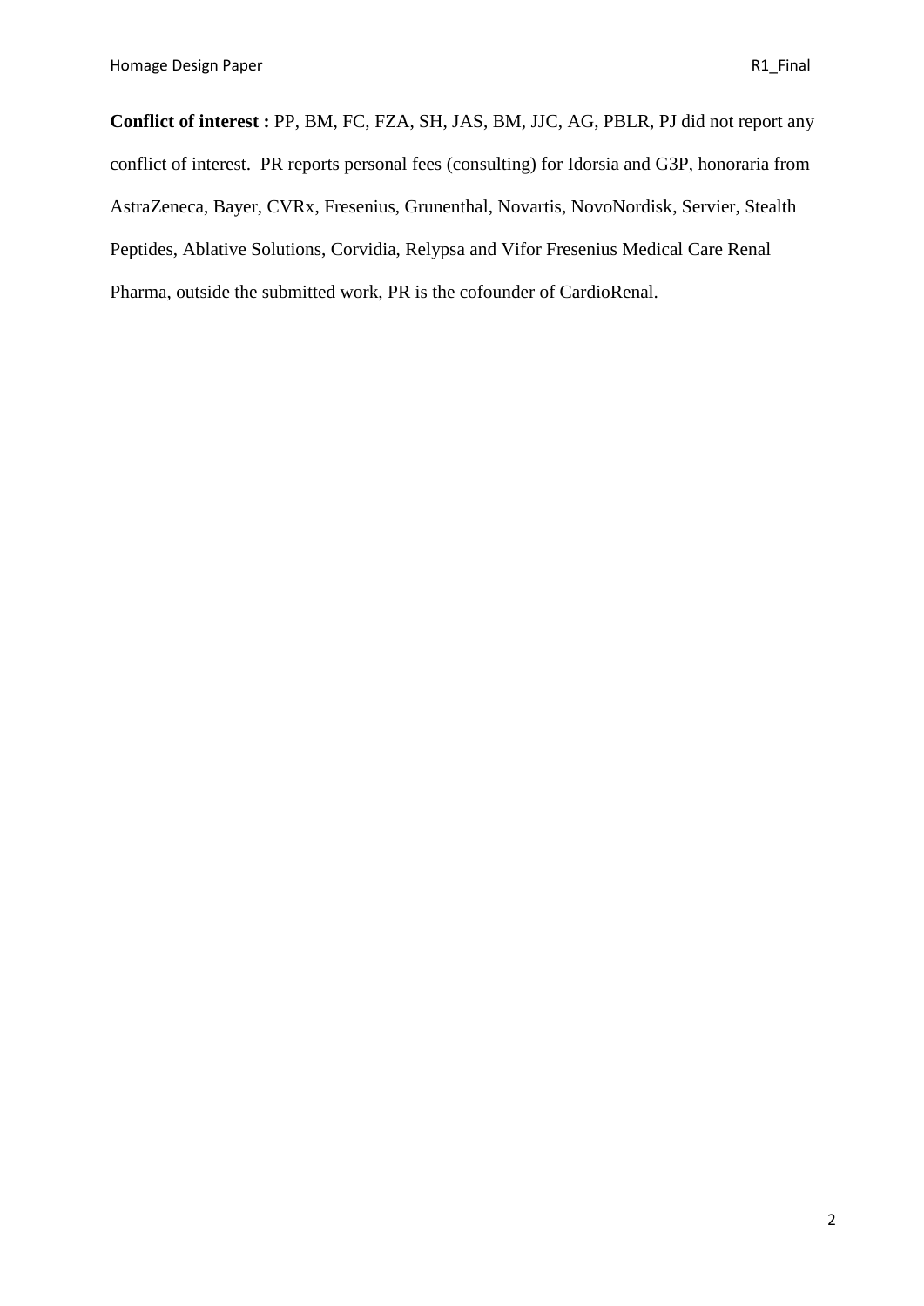**Conflict of interest :** PP, BM, FC, FZA, SH, JAS, BM, JJC, AG, PBLR, PJ did not report any conflict of interest.  PR reports personal fees (consulting) for Idorsia and G3P, honoraria from AstraZeneca, Bayer, CVRx, Fresenius, Grunenthal, Novartis, NovoNordisk, Servier, Stealth Peptides, Ablative Solutions, Corvidia, Relypsa and Vifor Fresenius Medical Care Renal Pharma, outside the submitted work, PR is the cofounder of CardioRenal.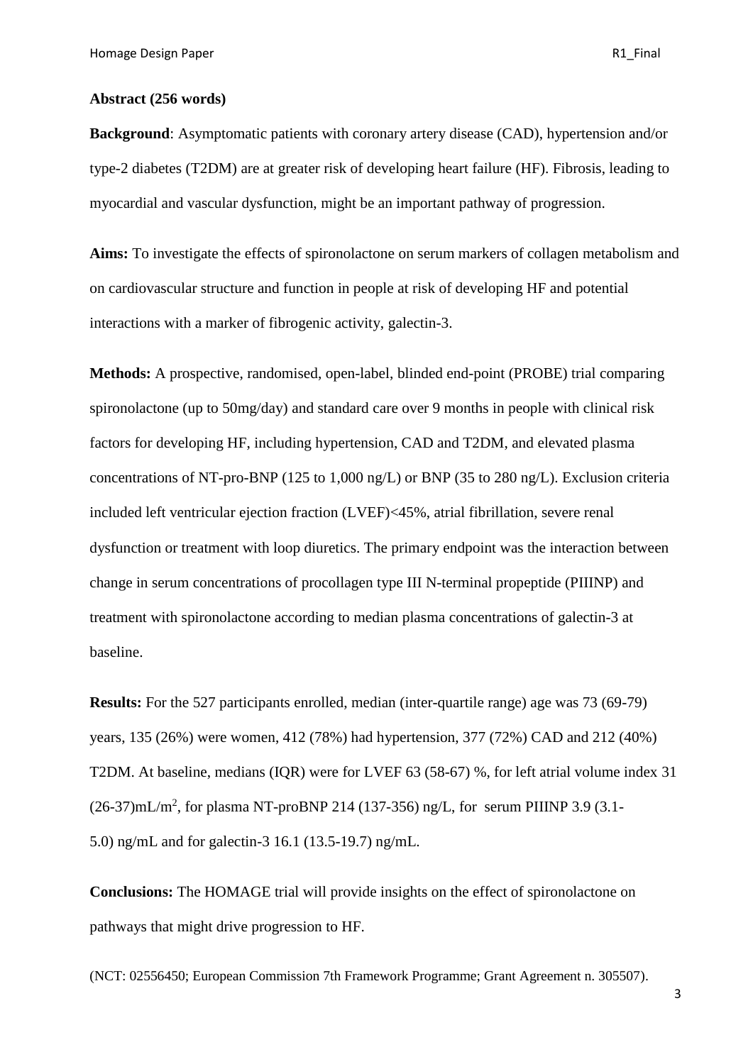**Abstract (256 words)**

**Background**: Asymptomatic patients with coronary artery disease (CAD), hypertension and/or type-2 diabetes (T2DM) are at greater risk of developing heart failure (HF). Fibrosis, leading to myocardial and vascular dysfunction, might be an important pathway of progression.

**Aims:** To investigate the effects of spironolactone on serum markers of collagen metabolism and on cardiovascular structure and function in people at risk of developing HF and potential interactions with a marker of fibrogenic activity, galectin-3.

**Methods:** A prospective, randomised, open-label, blinded end-point (PROBE) trial comparing spironolactone (up to 50mg/day) and standard care over 9 months in people with clinical risk factors for developing HF, including hypertension, CAD and T2DM, and elevated plasma concentrations of NT-pro-BNP (125 to 1,000 ng/L) or BNP (35 to 280 ng/L). Exclusion criteria included left ventricular ejection fraction (LVEF)<45%, atrial fibrillation, severe renal dysfunction or treatment with loop diuretics. The primary endpoint was the interaction between change in serum concentrations of procollagen type III N-terminal propeptide (PIIINP) and treatment with spironolactone according to median plasma concentrations of galectin-3 at baseline.

**Results:** For the 527 participants enrolled, median (inter-quartile range) age was 73 (69-79) years, 135 (26%) were women, 412 (78%) had hypertension, 377 (72%) CAD and 212 (40%) T2DM. At baseline, medians (IQR) were for LVEF 63 (58-67) %, for left atrial volume index 31 (26-37)mL/m$^2$, for plasma NT-proBNP 214 (137-356) ng/L, for serum PIIINP 3.9 (3.1-5.0) ng/mL and for galectin-3 16.1 (13.5-19.7) ng/mL.

**Conclusions:** The HOMAGE trial will provide insights on the effect of spironolactone on pathways that might drive progression to HF.

(NCT: 02556450; European Commission 7th Framework Programme; Grant Agreement n. 305507).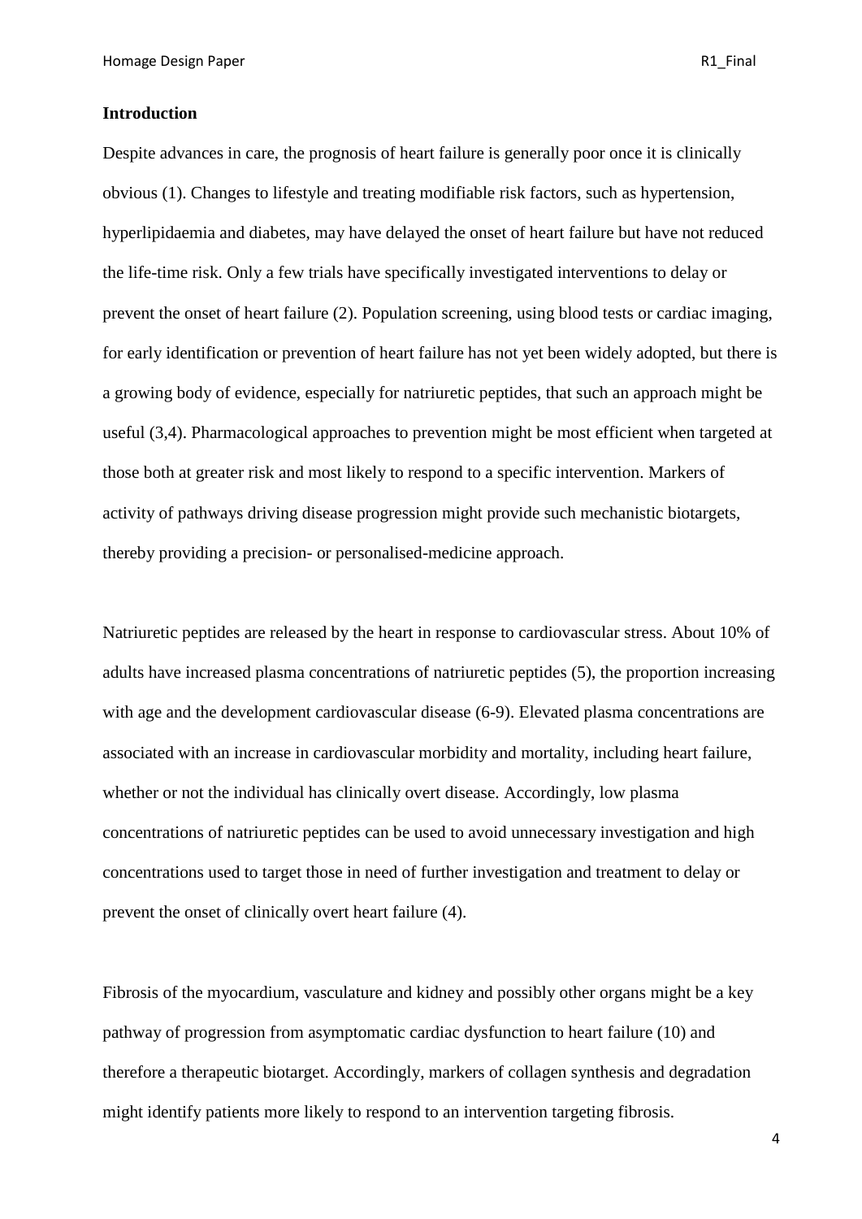## Introduction

Despite advances in care, the prognosis of heart failure is generally poor once it is clinically obvious (1). Changes to lifestyle and treating modifiable risk factors, such as hypertension, hyperlipidaemia and diabetes, may have delayed the onset of heart failure but have not reduced the life-time risk. Only a few trials have specifically investigated interventions to delay or prevent the onset of heart failure (2). Population screening, using blood tests or cardiac imaging, for early identification or prevention of heart failure has not yet been widely adopted, but there is a growing body of evidence, especially for natriuretic peptides, that such an approach might be useful (3,4). Pharmacological approaches to prevention might be most efficient when targeted at those both at greater risk and most likely to respond to a specific intervention. Markers of activity of pathways driving disease progression might provide such mechanistic biotargets, thereby providing a precision- or personalised-medicine approach.

Natriuretic peptides are released by the heart in response to cardiovascular stress. About 10% of adults have increased plasma concentrations of natriuretic peptides (5), the proportion increasing with age and the development cardiovascular disease (6-9). Elevated plasma concentrations are associated with an increase in cardiovascular morbidity and mortality, including heart failure, whether or not the individual has clinically overt disease. Accordingly, low plasma concentrations of natriuretic peptides can be used to avoid unnecessary investigation and high concentrations used to target those in need of further investigation and treatment to delay or prevent the onset of clinically overt heart failure (4).

Fibrosis of the myocardium, vasculature and kidney and possibly other organs might be a key pathway of progression from asymptomatic cardiac dysfunction to heart failure (10) and therefore a therapeutic biotarget. Accordingly, markers of collagen synthesis and degradation might identify patients more likely to respond to an intervention targeting fibrosis.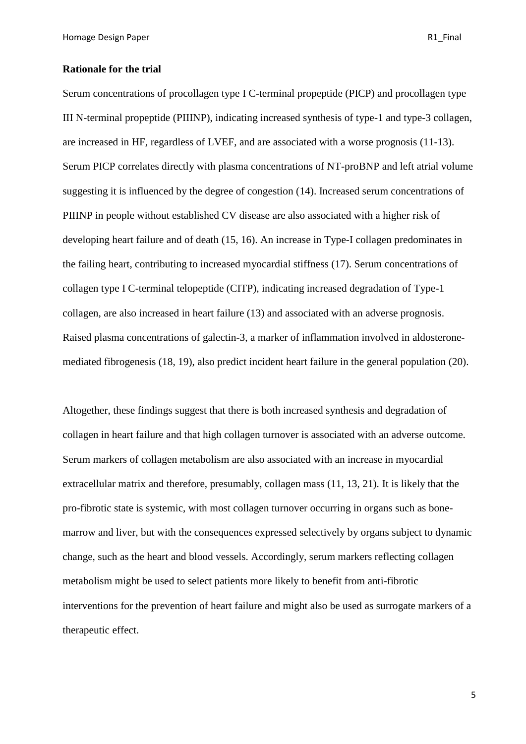**Rationale for the trial**

Serum concentrations of procollagen type I C-terminal propeptide (PICP) and procollagen type III N-terminal propeptide (PIIINP), indicating increased synthesis of type-1 and type-3 collagen, are increased in HF, regardless of LVEF, and are associated with a worse prognosis (11-13). Serum PICP correlates directly with plasma concentrations of NT-proBNP and left atrial volume suggesting it is influenced by the degree of congestion (14). Increased serum concentrations of PIIINP in people without established CV disease are also associated with a higher risk of developing heart failure and of death (15, 16). An increase in Type-I collagen predominates in the failing heart, contributing to increased myocardial stiffness (17). Serum concentrations of collagen type I C-terminal telopeptide (CITP), indicating increased degradation of Type-1 collagen, are also increased in heart failure (13) and associated with an adverse prognosis. Raised plasma concentrations of galectin-3, a marker of inflammation involved in aldosterone-mediated fibrogenesis (18, 19), also predict incident heart failure in the general population (20).

Altogether, these findings suggest that there is both increased synthesis and degradation of collagen in heart failure and that high collagen turnover is associated with an adverse outcome. Serum markers of collagen metabolism are also associated with an increase in myocardial extracellular matrix and therefore, presumably, collagen mass (11, 13, 21). It is likely that the pro-fibrotic state is systemic, with most collagen turnover occurring in organs such as bone-marrow and liver, but with the consequences expressed selectively by organs subject to dynamic change, such as the heart and blood vessels. Accordingly, serum markers reflecting collagen metabolism might be used to select patients more likely to benefit from anti-fibrotic interventions for the prevention of heart failure and might also be used as surrogate markers of a therapeutic effect.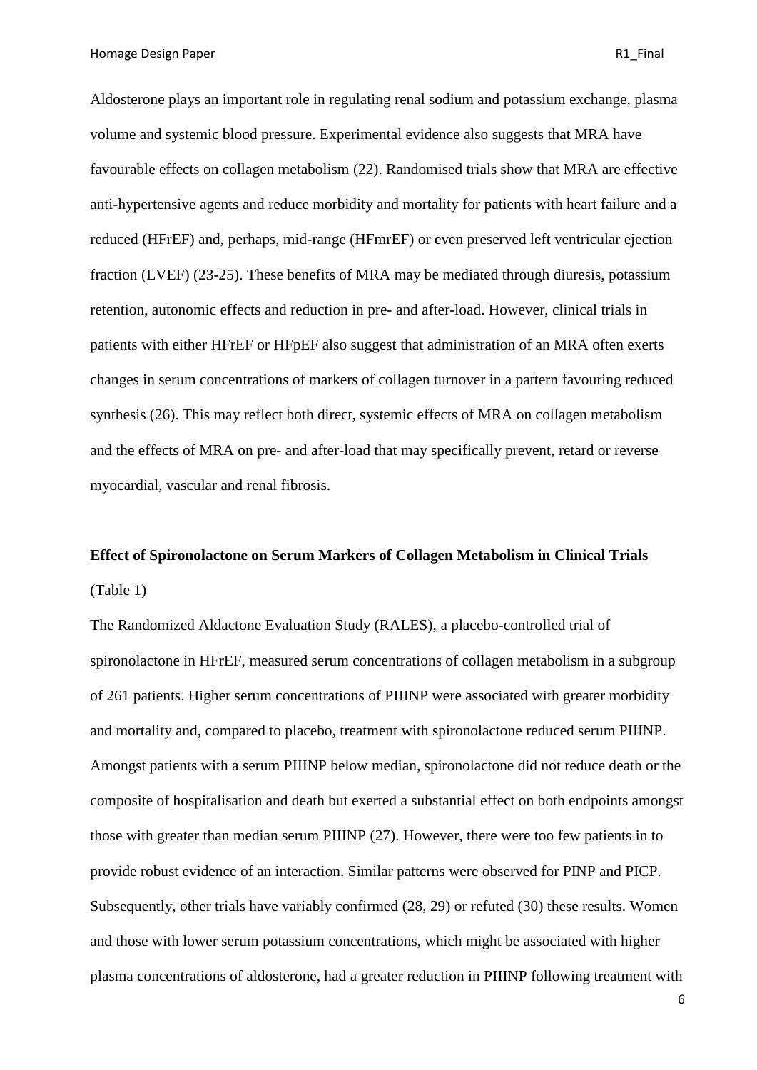Aldosterone plays an important role in regulating renal sodium and potassium exchange, plasma volume and systemic blood pressure. Experimental evidence also suggests that MRA have favourable effects on collagen metabolism (22). Randomised trials show that MRA are effective anti-hypertensive agents and reduce morbidity and mortality for patients with heart failure and a reduced (HFrEF) and, perhaps, mid-range (HFmrEF) or even preserved left ventricular ejection fraction (LVEF) (23-25). These benefits of MRA may be mediated through diuresis, potassium retention, autonomic effects and reduction in pre- and after-load. However, clinical trials in patients with either HFrEF or HFpEF also suggest that administration of an MRA often exerts changes in serum concentrations of markers of collagen turnover in a pattern favouring reduced synthesis (26). This may reflect both direct, systemic effects of MRA on collagen metabolism and the effects of MRA on pre- and after-load that may specifically prevent, retard or reverse myocardial, vascular and renal fibrosis.

**Effect of Spironolactone on Serum Markers of Collagen Metabolism in Clinical Trials**

(Table 1)

The Randomized Aldactone Evaluation Study (RALES), a placebo-controlled trial of spironolactone in HFrEF, measured serum concentrations of collagen metabolism in a subgroup of 261 patients. Higher serum concentrations of PIIINP were associated with greater morbidity and mortality and, compared to placebo, treatment with spironolactone reduced serum PIIINP. Amongst patients with a serum PIIINP below median, spironolactone did not reduce death or the composite of hospitalisation and death but exerted a substantial effect on both endpoints amongst those with greater than median serum PIIINP (27). However, there were too few patients in to provide robust evidence of an interaction. Similar patterns were observed for PINP and PICP. Subsequently, other trials have variably confirmed (28, 29) or refuted (30) these results. Women and those with lower serum potassium concentrations, which might be associated with higher plasma concentrations of aldosterone, had a greater reduction in PIIINP following treatment with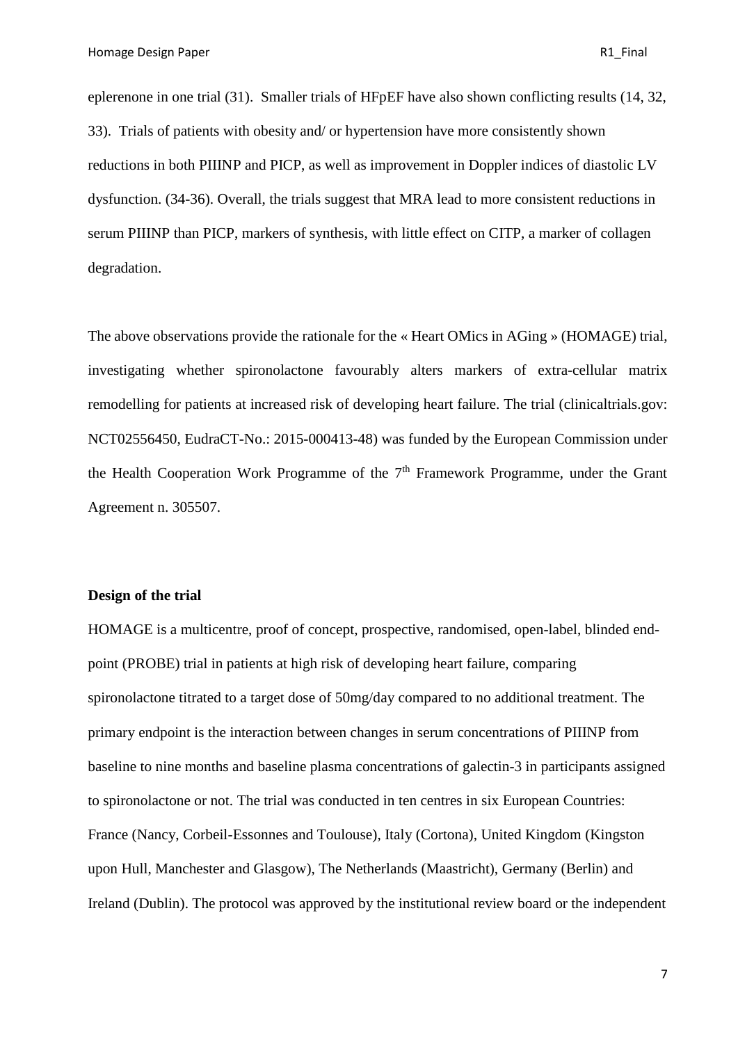eplerenone in one trial (31). Smaller trials of HFpEF have also shown conflicting results (14, 32, 33). Trials of patients with obesity and/ or hypertension have more consistently shown reductions in both PIIINP and PICP, as well as improvement in Doppler indices of diastolic LV dysfunction. (34-36). Overall, the trials suggest that MRA lead to more consistent reductions in serum PIIINP than PICP, markers of synthesis, with little effect on CITP, a marker of collagen degradation.

The above observations provide the rationale for the « Heart OMics in AGing » (HOMAGE) trial, investigating whether spironolactone favourably alters markers of extra-cellular matrix remodelling for patients at increased risk of developing heart failure. The trial (clinicaltrials.gov: NCT02556450, EudraCT-No.: 2015-000413-48) was funded by the European Commission under the Health Cooperation Work Programme of the 7th Framework Programme, under the Grant Agreement n. 305507.

**Design of the trial**

HOMAGE is a multicentre, proof of concept, prospective, randomised, open-label, blinded end-point (PROBE) trial in patients at high risk of developing heart failure, comparing spironolactone titrated to a target dose of 50mg/day compared to no additional treatment. The primary endpoint is the interaction between changes in serum concentrations of PIIINP from baseline to nine months and baseline plasma concentrations of galectin-3 in participants assigned to spironolactone or not. The trial was conducted in ten centres in six European Countries: France (Nancy, Corbeil-Essonnes and Toulouse), Italy (Cortona), United Kingdom (Kingston upon Hull, Manchester and Glasgow), The Netherlands (Maastricht), Germany (Berlin) and Ireland (Dublin). The protocol was approved by the institutional review board or the independent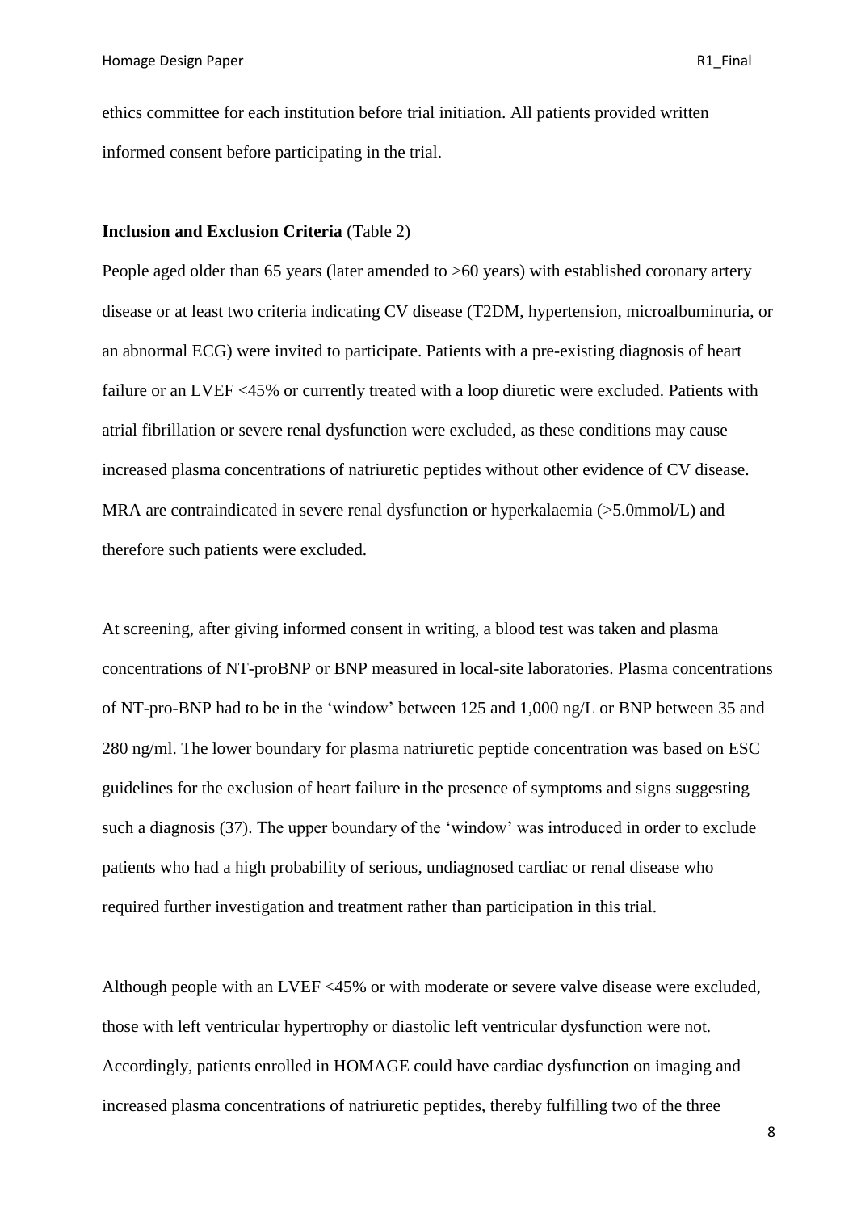ethics committee for each institution before trial initiation. All patients provided written informed consent before participating in the trial.

**Inclusion and Exclusion Criteria** (Table 2)

People aged older than 65 years (later amended to >60 years) with established coronary artery disease or at least two criteria indicating CV disease (T2DM, hypertension, microalbuminuria, or an abnormal ECG) were invited to participate. Patients with a pre-existing diagnosis of heart failure or an LVEF <45% or currently treated with a loop diuretic were excluded. Patients with atrial fibrillation or severe renal dysfunction were excluded, as these conditions may cause increased plasma concentrations of natriuretic peptides without other evidence of CV disease. MRA are contraindicated in severe renal dysfunction or hyperkalaemia (>5.0mmol/L) and therefore such patients were excluded.

At screening, after giving informed consent in writing, a blood test was taken and plasma concentrations of NT-proBNP or BNP measured in local-site laboratories. Plasma concentrations of NT-pro-BNP had to be in the 'window' between 125 and 1,000 ng/L or BNP between 35 and 280 ng/ml. The lower boundary for plasma natriuretic peptide concentration was based on ESC guidelines for the exclusion of heart failure in the presence of symptoms and signs suggesting such a diagnosis (37). The upper boundary of the 'window' was introduced in order to exclude patients who had a high probability of serious, undiagnosed cardiac or renal disease who required further investigation and treatment rather than participation in this trial.

Although people with an LVEF <45% or with moderate or severe valve disease were excluded, those with left ventricular hypertrophy or diastolic left ventricular dysfunction were not. Accordingly, patients enrolled in HOMAGE could have cardiac dysfunction on imaging and increased plasma concentrations of natriuretic peptides, thereby fulfilling two of the three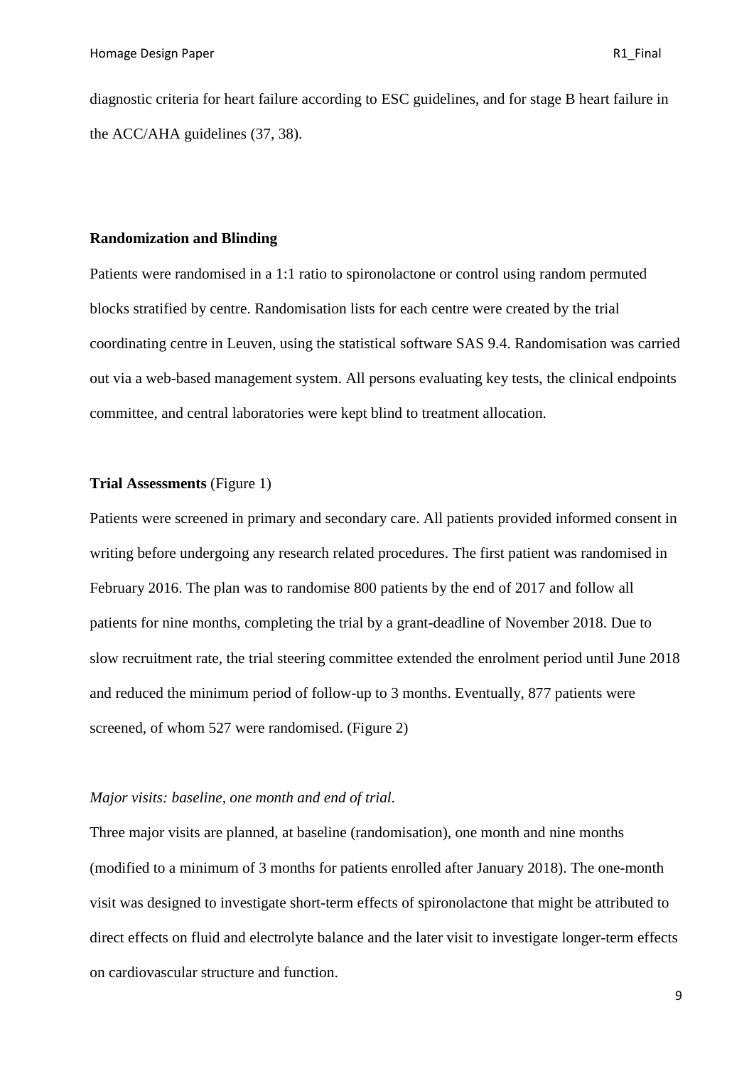diagnostic criteria for heart failure according to ESC guidelines, and for stage B heart failure in the ACC/AHA guidelines (37, 38).

**Randomization and Blinding**

Patients were randomised in a 1:1 ratio to spironolactone or control using random permuted blocks stratified by centre. Randomisation lists for each centre were created by the trial coordinating centre in Leuven, using the statistical software SAS 9.4. Randomisation was carried out via a web-based management system. All persons evaluating key tests, the clinical endpoints committee, and central laboratories were kept blind to treatment allocation.

**Trial Assessments** (Figure 1)

Patients were screened in primary and secondary care. All patients provided informed consent in writing before undergoing any research related procedures. The first patient was randomised in February 2016. The plan was to randomise 800 patients by the end of 2017 and follow all patients for nine months, completing the trial by a grant-deadline of November 2018. Due to slow recruitment rate, the trial steering committee extended the enrolment period until June 2018 and reduced the minimum period of follow-up to 3 months. Eventually, 877 patients were screened, of whom 527 were randomised. (Figure 2)

*Major visits: baseline, one month and end of trial.*

Three major visits are planned, at baseline (randomisation), one month and nine months (modified to a minimum of 3 months for patients enrolled after January 2018). The one-month visit was designed to investigate short-term effects of spironolactone that might be attributed to direct effects on fluid and electrolyte balance and the later visit to investigate longer-term effects on cardiovascular structure and function.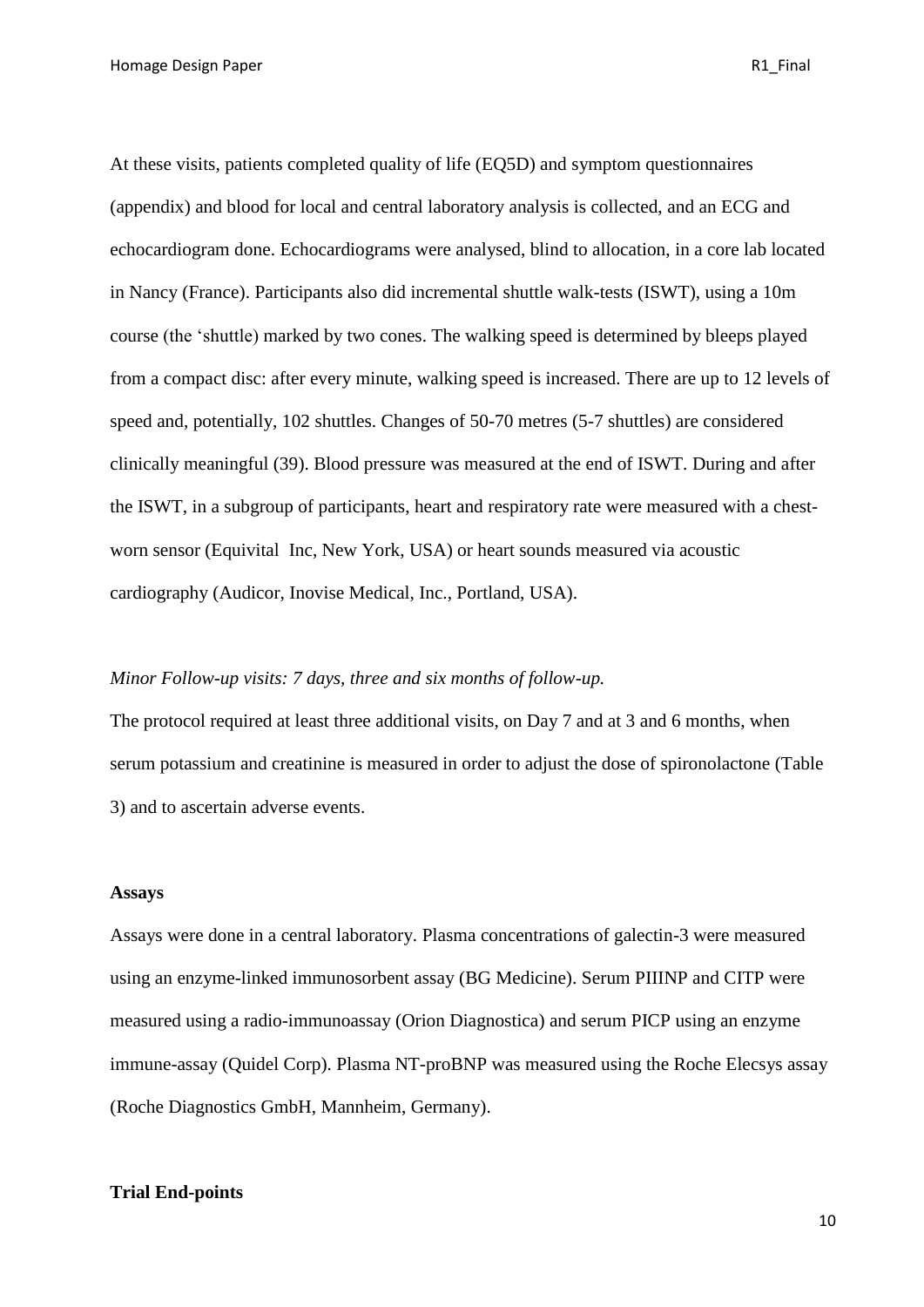At these visits, patients completed quality of life (EQ5D) and symptom questionnaires (appendix) and blood for local and central laboratory analysis is collected, and an ECG and echocardiogram done. Echocardiograms were analysed, blind to allocation, in a core lab located in Nancy (France). Participants also did incremental shuttle walk-tests (ISWT), using a 10m course (the 'shuttle) marked by two cones. The walking speed is determined by bleeps played from a compact disc: after every minute, walking speed is increased. There are up to 12 levels of speed and, potentially, 102 shuttles. Changes of 50-70 metres (5-7 shuttles) are considered clinically meaningful (39). Blood pressure was measured at the end of ISWT. During and after the ISWT, in a subgroup of participants, heart and respiratory rate were measured with a chest-worn sensor (Equivital Inc, New York, USA) or heart sounds measured via acoustic cardiography (Audicor, Inovise Medical, Inc., Portland, USA).

*Minor Follow-up visits: 7 days, three and six months of follow-up.*

The protocol required at least three additional visits, on Day 7 and at 3 and 6 months, when serum potassium and creatinine is measured in order to adjust the dose of spironolactone (Table 3) and to ascertain adverse events.

## Assays

Assays were done in a central laboratory. Plasma concentrations of galectin-3 were measured using an enzyme-linked immunosorbent assay (BG Medicine). Serum PIIINP and CITP were measured using a radio-immunoassay (Orion Diagnostica) and serum PICP using an enzyme immune-assay (Quidel Corp). Plasma NT-proBNP was measured using the Roche Elecsys assay (Roche Diagnostics GmbH, Mannheim, Germany).

## Trial End-points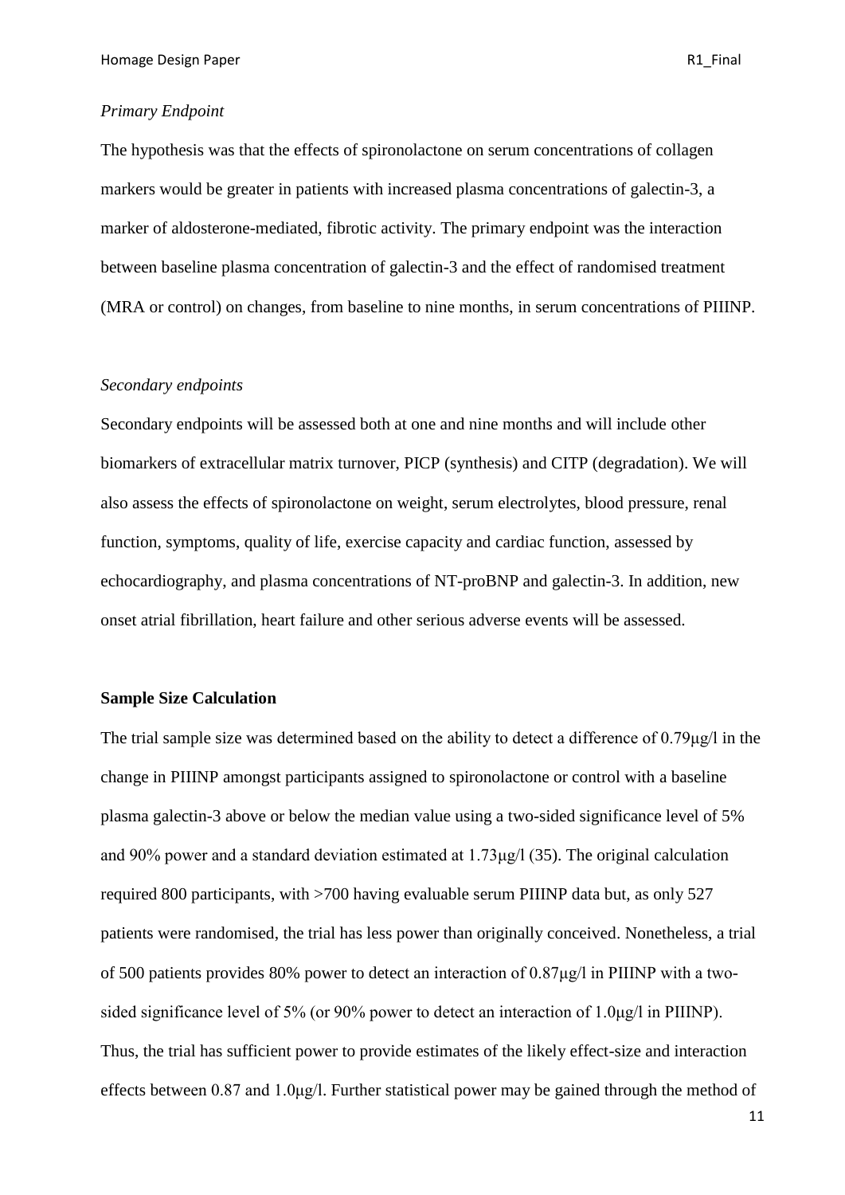*Primary Endpoint*

The hypothesis was that the effects of spironolactone on serum concentrations of collagen markers would be greater in patients with increased plasma concentrations of galectin-3, a marker of aldosterone-mediated, fibrotic activity. The primary endpoint was the interaction between baseline plasma concentration of galectin-3 and the effect of randomised treatment (MRA or control) on changes, from baseline to nine months, in serum concentrations of PIIINP.

*Secondary endpoints*

Secondary endpoints will be assessed both at one and nine months and will include other biomarkers of extracellular matrix turnover, PICP (synthesis) and CITP (degradation). We will also assess the effects of spironolactone on weight, serum electrolytes, blood pressure, renal function, symptoms, quality of life, exercise capacity and cardiac function, assessed by echocardiography, and plasma concentrations of NT-proBNP and galectin-3. In addition, new onset atrial fibrillation, heart failure and other serious adverse events will be assessed.

**Sample Size Calculation**

The trial sample size was determined based on the ability to detect a difference of 0.79μg/l in the change in PIIINP amongst participants assigned to spironolactone or control with a baseline plasma galectin-3 above or below the median value using a two-sided significance level of 5% and 90% power and a standard deviation estimated at 1.73μg/l (35). The original calculation required 800 participants, with >700 having evaluable serum PIIINP data but, as only 527 patients were randomised, the trial has less power than originally conceived. Nonetheless, a trial of 500 patients provides 80% power to detect an interaction of 0.87μg/l in PIIINP with a two-sided significance level of 5% (or 90% power to detect an interaction of 1.0μg/l in PIIINP). Thus, the trial has sufficient power to provide estimates of the likely effect-size and interaction effects between 0.87 and 1.0μg/l. Further statistical power may be gained through the method of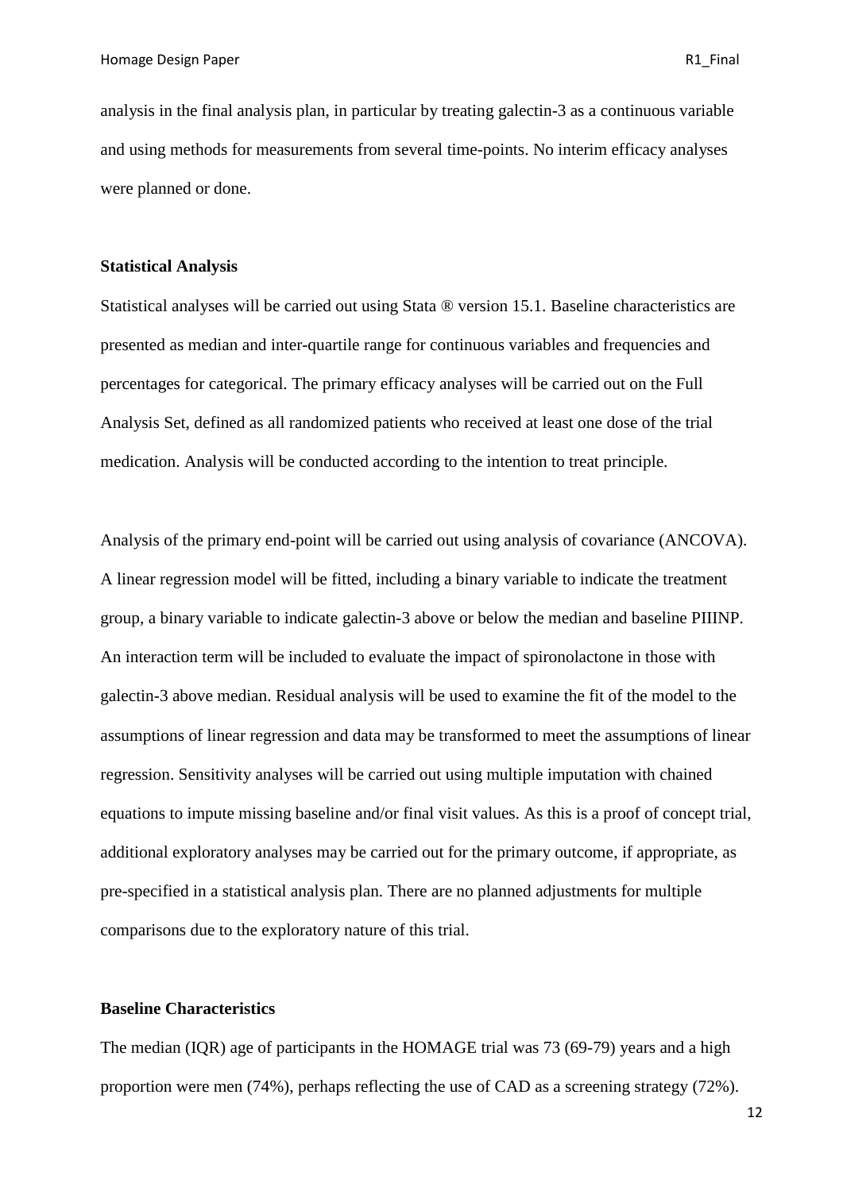analysis in the final analysis plan, in particular by treating galectin-3 as a continuous variable and using methods for measurements from several time-points. No interim efficacy analyses were planned or done.

**Statistical Analysis**

Statistical analyses will be carried out using Stata ® version 15.1. Baseline characteristics are presented as median and inter-quartile range for continuous variables and frequencies and percentages for categorical. The primary efficacy analyses will be carried out on the Full Analysis Set, defined as all randomized patients who received at least one dose of the trial medication. Analysis will be conducted according to the intention to treat principle.

Analysis of the primary end-point will be carried out using analysis of covariance (ANCOVA). A linear regression model will be fitted, including a binary variable to indicate the treatment group, a binary variable to indicate galectin-3 above or below the median and baseline PIIINP. An interaction term will be included to evaluate the impact of spironolactone in those with galectin-3 above median. Residual analysis will be used to examine the fit of the model to the assumptions of linear regression and data may be transformed to meet the assumptions of linear regression. Sensitivity analyses will be carried out using multiple imputation with chained equations to impute missing baseline and/or final visit values. As this is a proof of concept trial, additional exploratory analyses may be carried out for the primary outcome, if appropriate, as pre-specified in a statistical analysis plan. There are no planned adjustments for multiple comparisons due to the exploratory nature of this trial.

**Baseline Characteristics**

The median (IQR) age of participants in the HOMAGE trial was 73 (69-79) years and a high proportion were men (74%), perhaps reflecting the use of CAD as a screening strategy (72%).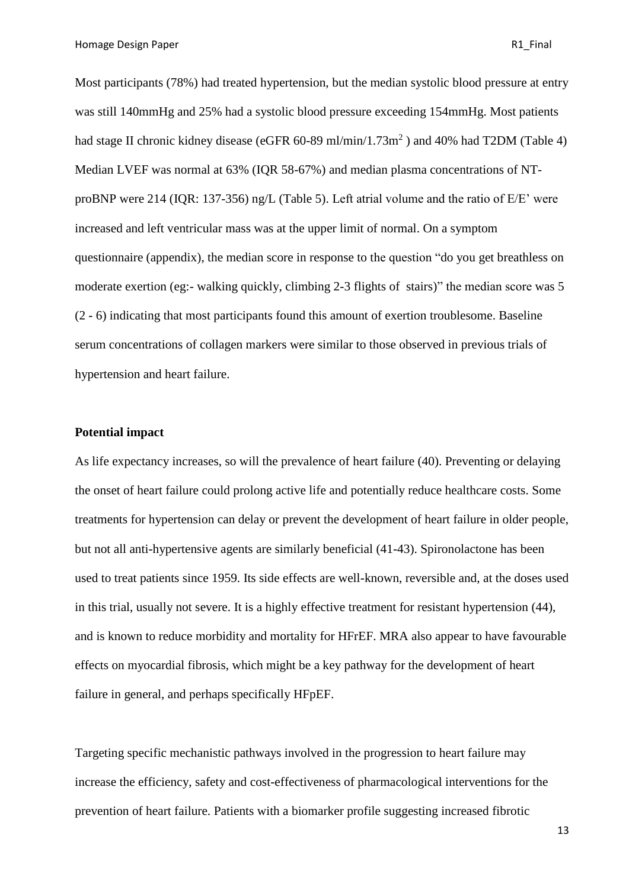Most participants (78%) had treated hypertension, but the median systolic blood pressure at entry was still 140mmHg and 25% had a systolic blood pressure exceeding 154mmHg. Most patients had stage II chronic kidney disease (eGFR 60-89 ml/min/1.73m$^2$ ) and 40% had T2DM (Table 4) Median LVEF was normal at 63% (IQR 58-67%) and median plasma concentrations of NT-proBNP were 214 (IQR: 137-356) ng/L (Table 5). Left atrial volume and the ratio of E/E' were increased and left ventricular mass was at the upper limit of normal. On a symptom questionnaire (appendix), the median score in response to the question "do you get breathless on moderate exertion (eg:- walking quickly, climbing 2-3 flights of stairs)" the median score was 5 (2 - 6) indicating that most participants found this amount of exertion troublesome. Baseline serum concentrations of collagen markers were similar to those observed in previous trials of hypertension and heart failure.

**Potential impact**

As life expectancy increases, so will the prevalence of heart failure (40). Preventing or delaying the onset of heart failure could prolong active life and potentially reduce healthcare costs. Some treatments for hypertension can delay or prevent the development of heart failure in older people, but not all anti-hypertensive agents are similarly beneficial (41-43). Spironolactone has been used to treat patients since 1959. Its side effects are well-known, reversible and, at the doses used in this trial, usually not severe. It is a highly effective treatment for resistant hypertension (44), and is known to reduce morbidity and mortality for HFrEF. MRA also appear to have favourable effects on myocardial fibrosis, which might be a key pathway for the development of heart failure in general, and perhaps specifically HFpEF.

Targeting specific mechanistic pathways involved in the progression to heart failure may increase the efficiency, safety and cost-effectiveness of pharmacological interventions for the prevention of heart failure. Patients with a biomarker profile suggesting increased fibrotic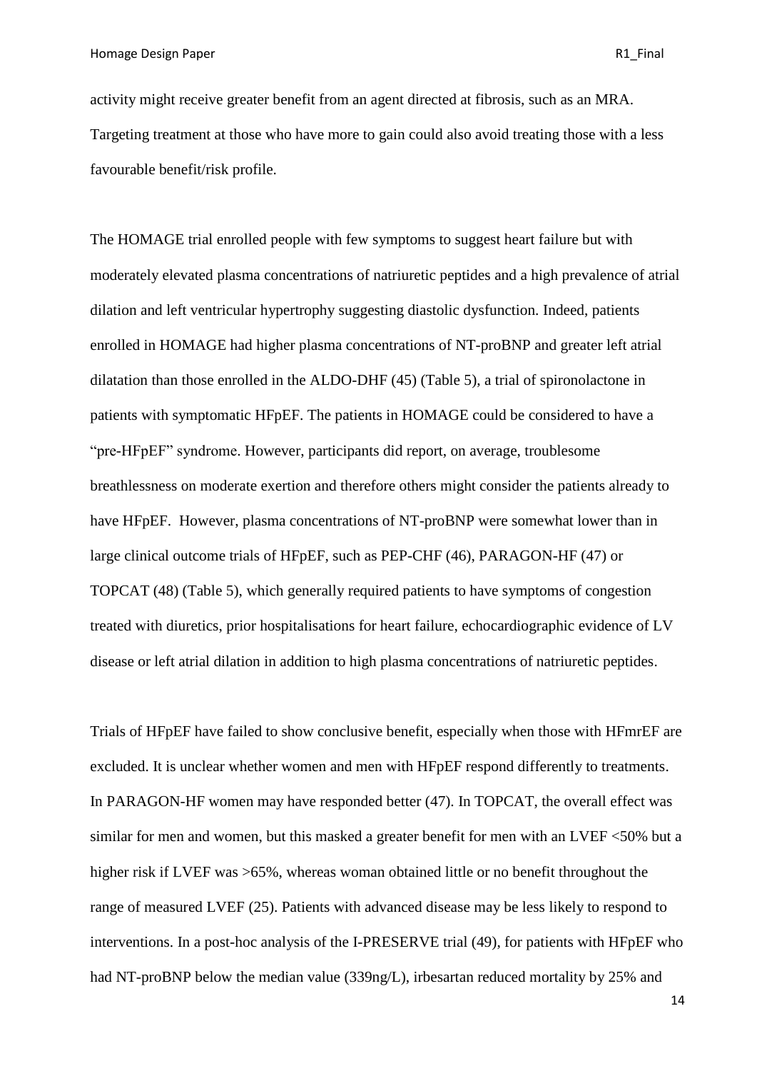activity might receive greater benefit from an agent directed at fibrosis, such as an MRA. Targeting treatment at those who have more to gain could also avoid treating those with a less favourable benefit/risk profile.

The HOMAGE trial enrolled people with few symptoms to suggest heart failure but with moderately elevated plasma concentrations of natriuretic peptides and a high prevalence of atrial dilation and left ventricular hypertrophy suggesting diastolic dysfunction. Indeed, patients enrolled in HOMAGE had higher plasma concentrations of NT-proBNP and greater left atrial dilatation than those enrolled in the ALDO-DHF (45) (Table 5), a trial of spironolactone in patients with symptomatic HFpEF. The patients in HOMAGE could be considered to have a "pre-HFpEF" syndrome. However, participants did report, on average, troublesome breathlessness on moderate exertion and therefore others might consider the patients already to have HFpEF. However, plasma concentrations of NT-proBNP were somewhat lower than in large clinical outcome trials of HFpEF, such as PEP-CHF (46), PARAGON-HF (47) or TOPCAT (48) (Table 5), which generally required patients to have symptoms of congestion treated with diuretics, prior hospitalisations for heart failure, echocardiographic evidence of LV disease or left atrial dilation in addition to high plasma concentrations of natriuretic peptides.

Trials of HFpEF have failed to show conclusive benefit, especially when those with HFmrEF are excluded. It is unclear whether women and men with HFpEF respond differently to treatments. In PARAGON-HF women may have responded better (47). In TOPCAT, the overall effect was similar for men and women, but this masked a greater benefit for men with an LVEF <50% but a higher risk if LVEF was >65%, whereas woman obtained little or no benefit throughout the range of measured LVEF (25). Patients with advanced disease may be less likely to respond to interventions. In a post-hoc analysis of the I-PRESERVE trial (49), for patients with HFpEF who had NT-proBNP below the median value (339ng/L), irbesartan reduced mortality by 25% and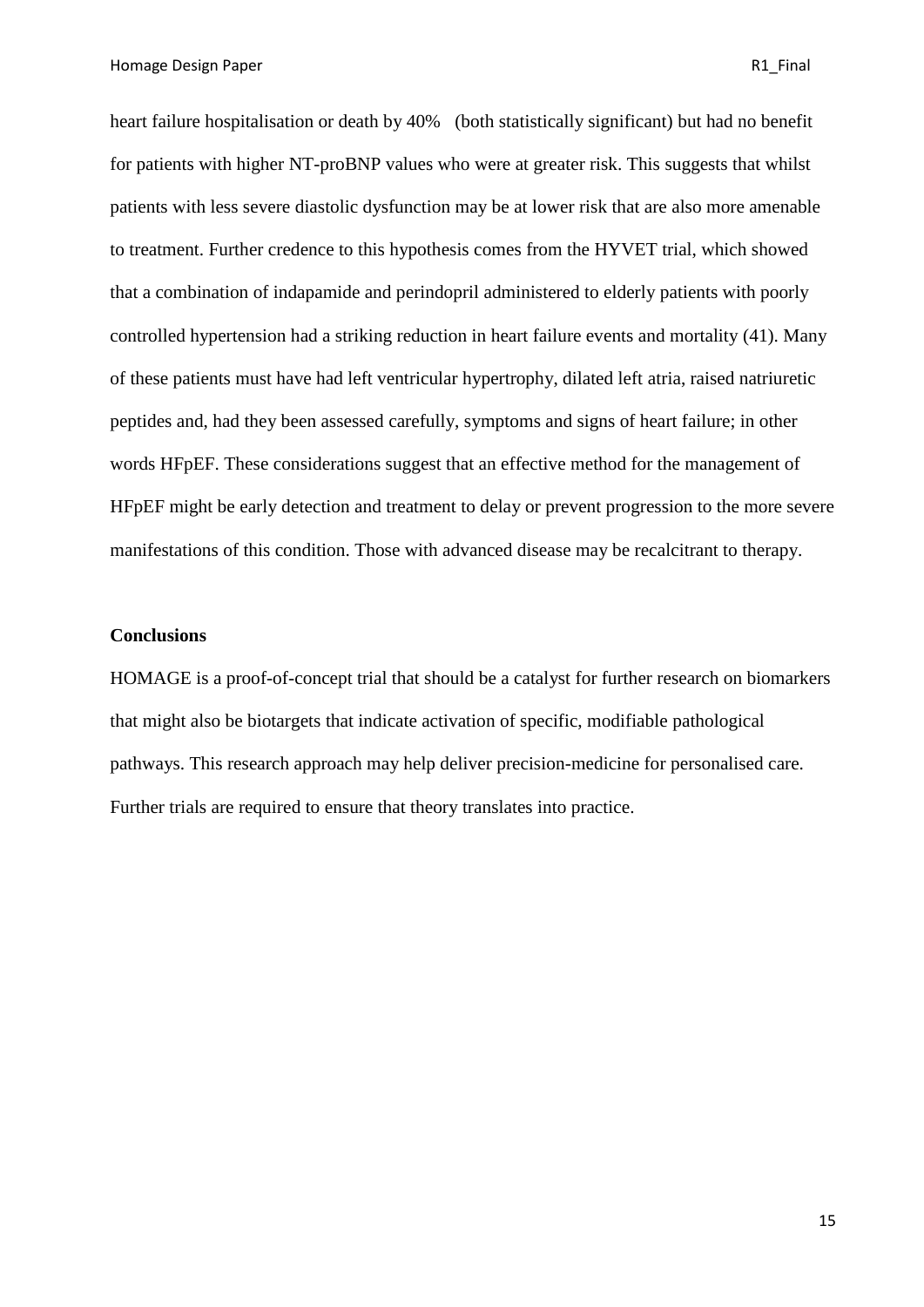heart failure hospitalisation or death by 40%   (both statistically significant) but had no benefit for patients with higher NT-proBNP values who were at greater risk. This suggests that whilst patients with less severe diastolic dysfunction may be at lower risk that are also more amenable to treatment. Further credence to this hypothesis comes from the HYVET trial, which showed that a combination of indapamide and perindopril administered to elderly patients with poorly controlled hypertension had a striking reduction in heart failure events and mortality (41). Many of these patients must have had left ventricular hypertrophy, dilated left atria, raised natriuretic peptides and, had they been assessed carefully, symptoms and signs of heart failure; in other words HFpEF. These considerations suggest that an effective method for the management of HFpEF might be early detection and treatment to delay or prevent progression to the more severe manifestations of this condition. Those with advanced disease may be recalcitrant to therapy.

**Conclusions**

HOMAGE is a proof-of-concept trial that should be a catalyst for further research on biomarkers that might also be biotargets that indicate activation of specific, modifiable pathological pathways. This research approach may help deliver precision-medicine for personalised care. Further trials are required to ensure that theory translates into practice.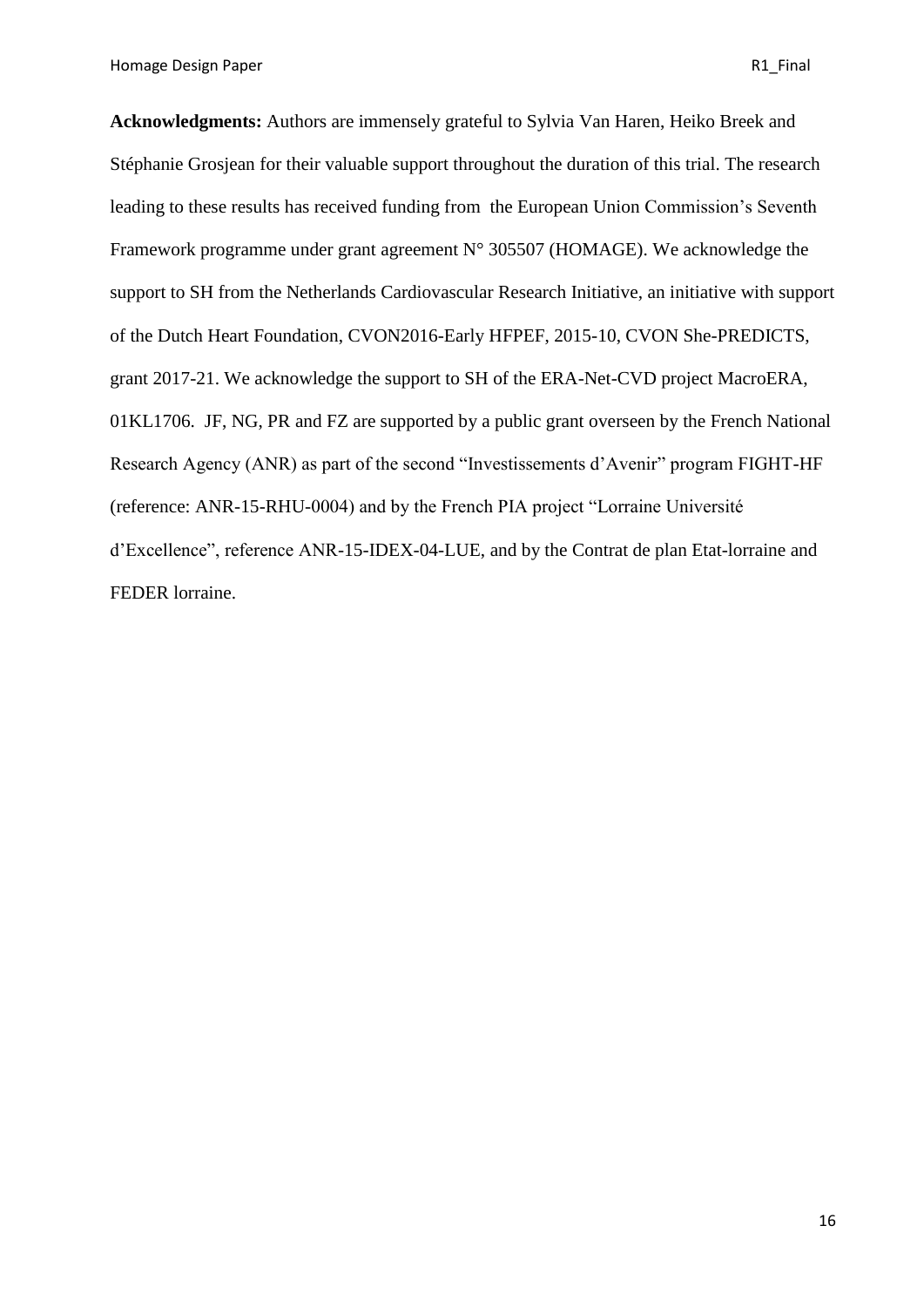**Acknowledgments:** Authors are immensely grateful to Sylvia Van Haren, Heiko Breek and Stéphanie Grosjean for their valuable support throughout the duration of this trial. The research leading to these results has received funding from the European Union Commission's Seventh Framework programme under grant agreement N° 305507 (HOMAGE). We acknowledge the support to SH from the Netherlands Cardiovascular Research Initiative, an initiative with support of the Dutch Heart Foundation, CVON2016-Early HFPEF, 2015-10, CVON She-PREDICTS, grant 2017-21. We acknowledge the support to SH of the ERA-Net-CVD project MacroERA, 01KL1706. JF, NG, PR and FZ are supported by a public grant overseen by the French National Research Agency (ANR) as part of the second "Investissements d'Avenir" program FIGHT-HF (reference: ANR-15-RHU-0004) and by the French PIA project "Lorraine Université d'Excellence", reference ANR-15-IDEX-04-LUE, and by the Contrat de plan Etat-lorraine and FEDER lorraine.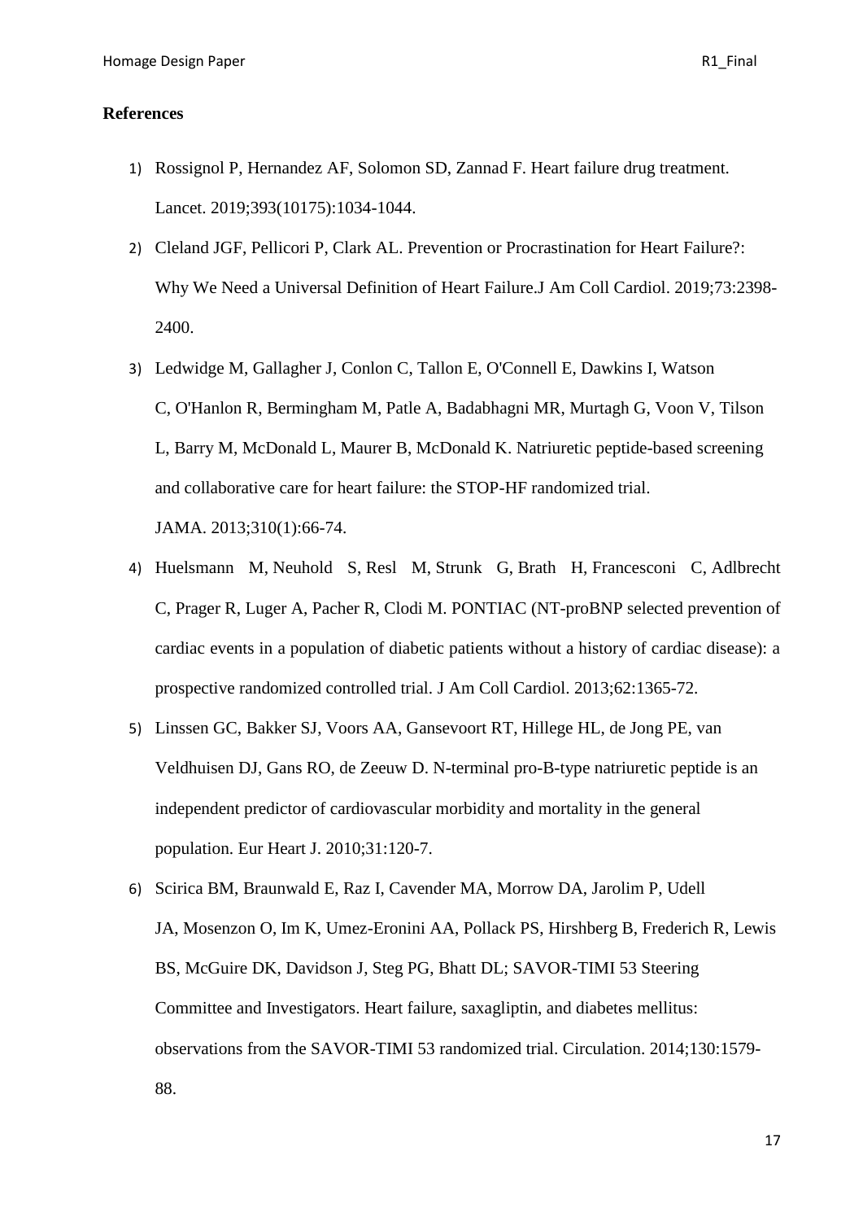**References**

1) Rossignol P, Hernandez AF, Solomon SD, Zannad F. Heart failure drug treatment. Lancet. 2019;393(10175):1034-1044.
2) Cleland JGF, Pellicori P, Clark AL. Prevention or Procrastination for Heart Failure?: Why We Need a Universal Definition of Heart Failure.J Am Coll Cardiol. 2019;73:2398-2400.
3) Ledwidge M, Gallagher J, Conlon C, Tallon E, O'Connell E, Dawkins I, Watson C, O'Hanlon R, Bermingham M, Patle A, Badabhagni MR, Murtagh G, Voon V, Tilson L, Barry M, McDonald L, Maurer B, McDonald K. Natriuretic peptide-based screening and collaborative care for heart failure: the STOP-HF randomized trial. JAMA. 2013;310(1):66-74.
4) Huelsmann M, Neuhold S, Resl M, Strunk G, Brath H, Francesconi C, Adlbrecht C, Prager R, Luger A, Pacher R, Clodi M. PONTIAC (NT-proBNP selected prevention of cardiac events in a population of diabetic patients without a history of cardiac disease): a prospective randomized controlled trial. J Am Coll Cardiol. 2013;62:1365-72.
5) Linssen GC, Bakker SJ, Voors AA, Gansevoort RT, Hillege HL, de Jong PE, van Veldhuisen DJ, Gans RO, de Zeeuw D. N-terminal pro-B-type natriuretic peptide is an independent predictor of cardiovascular morbidity and mortality in the general population. Eur Heart J. 2010;31:120-7.
6) Scirica BM, Braunwald E, Raz I, Cavender MA, Morrow DA, Jarolim P, Udell JA, Mosenzon O, Im K, Umez-Eronini AA, Pollack PS, Hirshberg B, Frederich R, Lewis BS, McGuire DK, Davidson J, Steg PG, Bhatt DL; SAVOR-TIMI 53 Steering Committee and Investigators. Heart failure, saxagliptin, and diabetes mellitus: observations from the SAVOR-TIMI 53 randomized trial. Circulation. 2014;130:1579-88.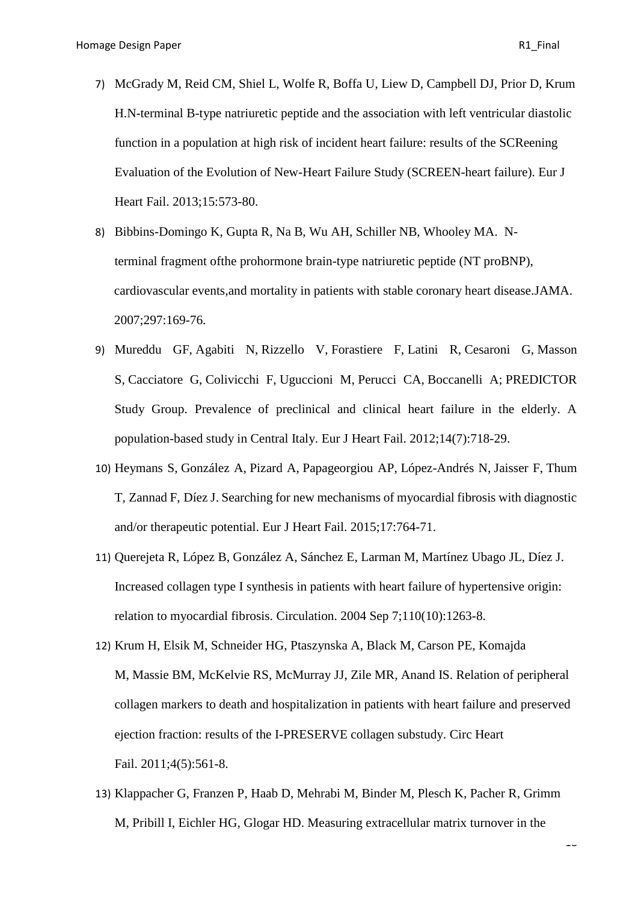7) McGrady M, Reid CM, Shiel L, Wolfe R, Boffa U, Liew D, Campbell DJ, Prior D, Krum H.N-terminal B-type natriuretic peptide and the association with left ventricular diastolic function in a population at high risk of incident heart failure: results of the SCReening Evaluation of the Evolution of New-Heart Failure Study (SCREEN-heart failure). Eur J Heart Fail. 2013;15:573-80.

8) Bibbins-Domingo K, Gupta R, Na B, Wu AH, Schiller NB, Whooley MA. N-terminal fragment ofthe prohormone brain-type natriuretic peptide (NT proBNP), cardiovascular events,and mortality in patients with stable coronary heart disease.JAMA. 2007;297:169-76.

9) Mureddu GF, Agabiti N, Rizzello V, Forastiere F, Latini R, Cesaroni G, Masson S, Cacciatore G, Colivicchi F, Uguccioni M, Perucci CA, Boccanelli A; PREDICTOR Study Group. Prevalence of preclinical and clinical heart failure in the elderly. A population-based study in Central Italy. Eur J Heart Fail. 2012;14(7):718-29.

10) Heymans S, González A, Pizard A, Papageorgiou AP, López-Andrés N, Jaisser F, Thum T, Zannad F, Díez J. Searching for new mechanisms of myocardial fibrosis with diagnostic and/or therapeutic potential. Eur J Heart Fail. 2015;17:764-71.

11) Querejeta R, López B, González A, Sánchez E, Larman M, Martínez Ubago JL, Díez J. Increased collagen type I synthesis in patients with heart failure of hypertensive origin: relation to myocardial fibrosis. Circulation. 2004 Sep 7;110(10):1263-8.

12) Krum H, Elsik M, Schneider HG, Ptaszynska A, Black M, Carson PE, Komajda M, Massie BM, McKelvie RS, McMurray JJ, Zile MR, Anand IS. Relation of peripheral collagen markers to death and hospitalization in patients with heart failure and preserved ejection fraction: results of the I-PRESERVE collagen substudy. Circ Heart Fail. 2011;4(5):561-8.

13) Klappacher G, Franzen P, Haab D, Mehrabi M, Binder M, Plesch K, Pacher R, Grimm M, Pribill I, Eichler HG, Glogar HD. Measuring extracellular matrix turnover in the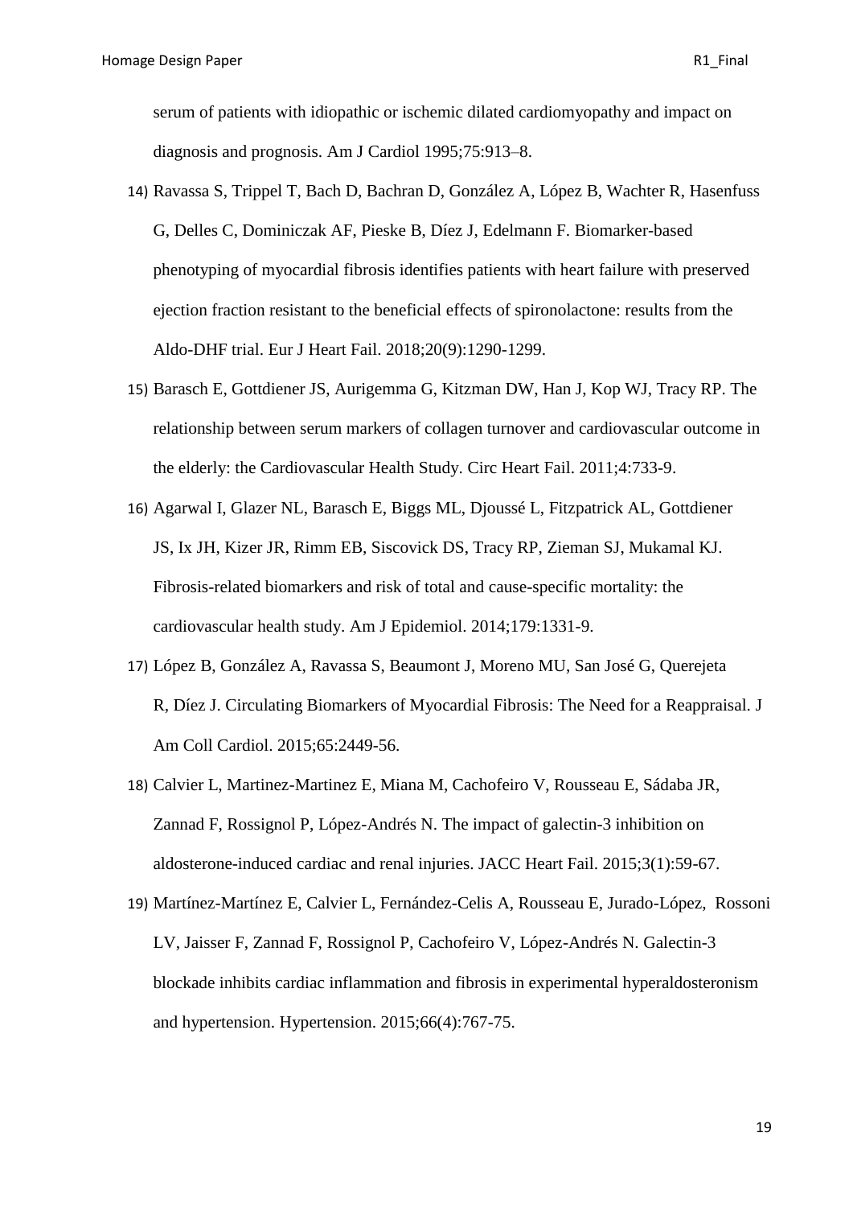serum of patients with idiopathic or ischemic dilated cardiomyopathy and impact on diagnosis and prognosis. Am J Cardiol 1995;75:913–8.

14) Ravassa S, Trippel T, Bach D, Bachran D, González A, López B, Wachter R, Hasenfuss G, Delles C, Dominiczak AF, Pieske B, Díez J, Edelmann F. Biomarker-based phenotyping of myocardial fibrosis identifies patients with heart failure with preserved ejection fraction resistant to the beneficial effects of spironolactone: results from the Aldo-DHF trial. Eur J Heart Fail. 2018;20(9):1290-1299.

15) Barasch E, Gottdiener JS, Aurigemma G, Kitzman DW, Han J, Kop WJ, Tracy RP. The relationship between serum markers of collagen turnover and cardiovascular outcome in the elderly: the Cardiovascular Health Study. Circ Heart Fail. 2011;4:733-9.

16) Agarwal I, Glazer NL, Barasch E, Biggs ML, Djoussé L, Fitzpatrick AL, Gottdiener JS, Ix JH, Kizer JR, Rimm EB, Siscovick DS, Tracy RP, Zieman SJ, Mukamal KJ. Fibrosis-related biomarkers and risk of total and cause-specific mortality: the cardiovascular health study. Am J Epidemiol. 2014;179:1331-9.

17) López B, González A, Ravassa S, Beaumont J, Moreno MU, San José G, Querejeta R, Díez J. Circulating Biomarkers of Myocardial Fibrosis: The Need for a Reappraisal. J Am Coll Cardiol. 2015;65:2449-56.

18) Calvier L, Martinez-Martinez E, Miana M, Cachofeiro V, Rousseau E, Sádaba JR, Zannad F, Rossignol P, López-Andrés N. The impact of galectin-3 inhibition on aldosterone-induced cardiac and renal injuries. JACC Heart Fail. 2015;3(1):59-67.

19) Martínez-Martínez E, Calvier L, Fernández-Celis A, Rousseau E, Jurado-López, Rossoni LV, Jaisser F, Zannad F, Rossignol P, Cachofeiro V, López-Andrés N. Galectin-3 blockade inhibits cardiac inflammation and fibrosis in experimental hyperaldosteronism and hypertension. Hypertension. 2015;66(4):767-75.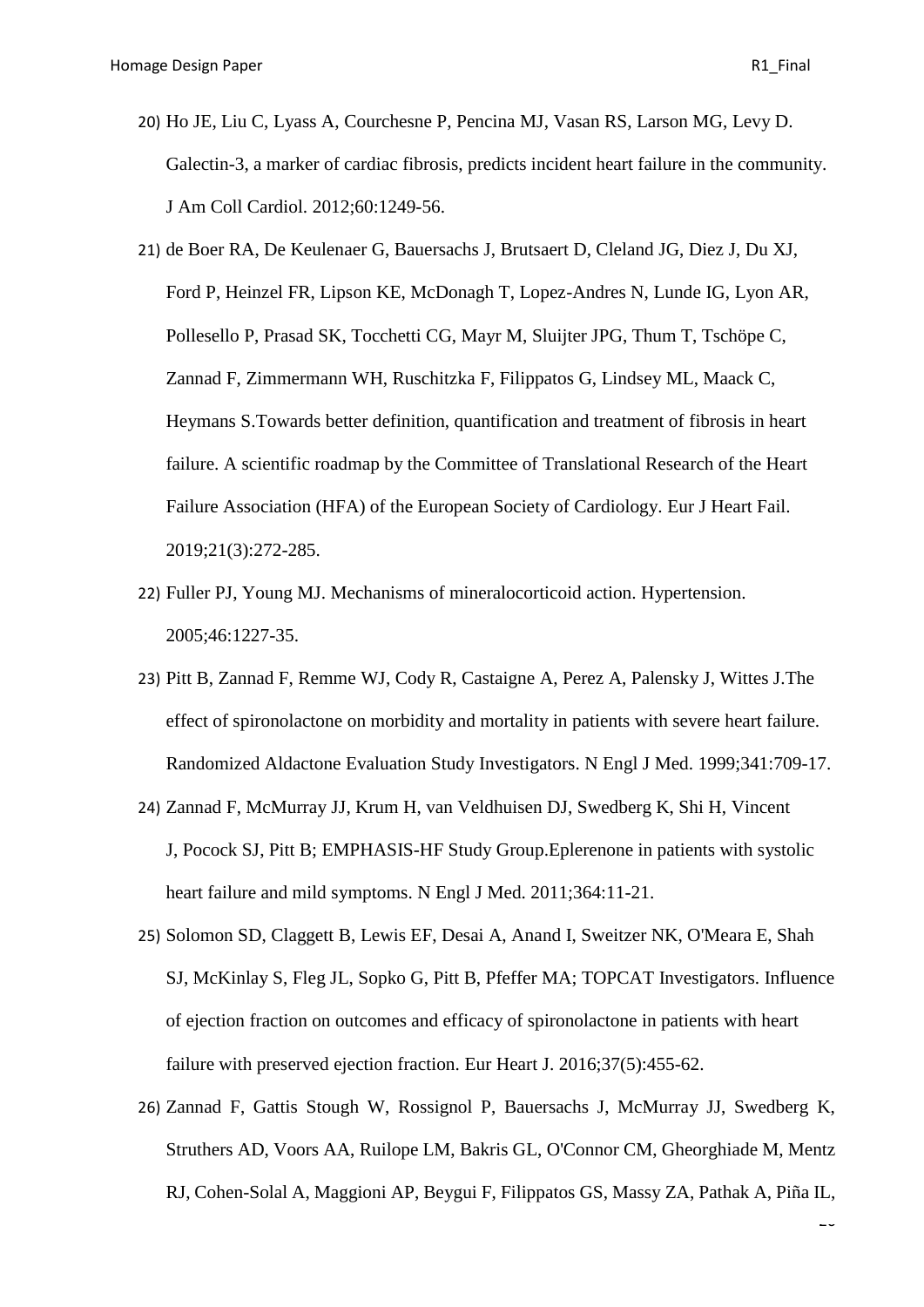20) Ho JE, Liu C, Lyass A, Courchesne P, Pencina MJ, Vasan RS, Larson MG, Levy D. Galectin-3, a marker of cardiac fibrosis, predicts incident heart failure in the community. J Am Coll Cardiol. 2012;60:1249-56.

21) de Boer RA, De Keulenaer G, Bauersachs J, Brutsaert D, Cleland JG, Diez J, Du XJ, Ford P, Heinzel FR, Lipson KE, McDonagh T, Lopez-Andres N, Lunde IG, Lyon AR, Pollesello P, Prasad SK, Tocchetti CG, Mayr M, Sluijter JPG, Thum T, Tschöpe C, Zannad F, Zimmermann WH, Ruschitzka F, Filippatos G, Lindsey ML, Maack C, Heymans S.Towards better definition, quantification and treatment of fibrosis in heart failure. A scientific roadmap by the Committee of Translational Research of the Heart Failure Association (HFA) of the European Society of Cardiology. Eur J Heart Fail. 2019;21(3):272-285.

22) Fuller PJ, Young MJ. Mechanisms of mineralocorticoid action. Hypertension. 2005;46:1227-35.

23) Pitt B, Zannad F, Remme WJ, Cody R, Castaigne A, Perez A, Palensky J, Wittes J.The effect of spironolactone on morbidity and mortality in patients with severe heart failure. Randomized Aldactone Evaluation Study Investigators. N Engl J Med. 1999;341:709-17.

24) Zannad F, McMurray JJ, Krum H, van Veldhuisen DJ, Swedberg K, Shi H, Vincent J, Pocock SJ, Pitt B; EMPHASIS-HF Study Group.Eplerenone in patients with systolic heart failure and mild symptoms. N Engl J Med. 2011;364:11-21.

25) Solomon SD, Claggett B, Lewis EF, Desai A, Anand I, Sweitzer NK, O'Meara E, Shah SJ, McKinlay S, Fleg JL, Sopko G, Pitt B, Pfeffer MA; TOPCAT Investigators. Influence of ejection fraction on outcomes and efficacy of spironolactone in patients with heart failure with preserved ejection fraction. Eur Heart J. 2016;37(5):455-62.

26) Zannad F, Gattis Stough W, Rossignol P, Bauersachs J, McMurray JJ, Swedberg K, Struthers AD, Voors AA, Ruilope LM, Bakris GL, O'Connor CM, Gheorghiade M, Mentz RJ, Cohen-Solal A, Maggioni AP, Beygui F, Filippatos GS, Massy ZA, Pathak A, Piña IL,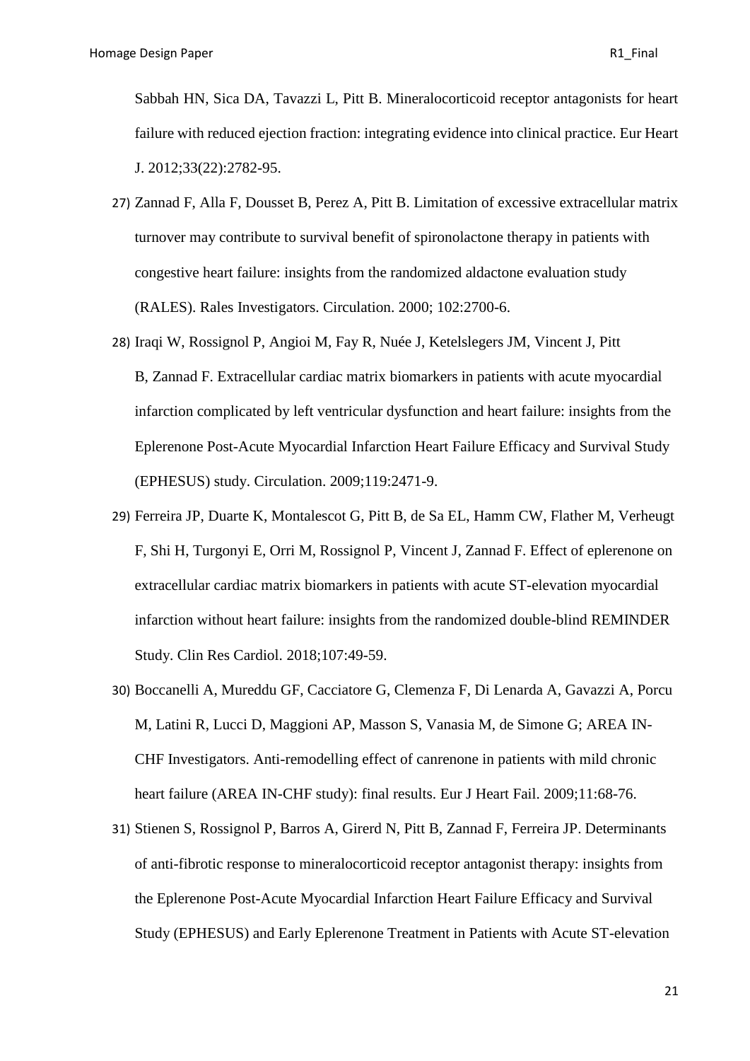Sabbah HN, Sica DA, Tavazzi L, Pitt B. Mineralocorticoid receptor antagonists for heart failure with reduced ejection fraction: integrating evidence into clinical practice. Eur Heart J. 2012;33(22):2782-95.

27) Zannad F, Alla F, Dousset B, Perez A, Pitt B. Limitation of excessive extracellular matrix turnover may contribute to survival benefit of spironolactone therapy in patients with congestive heart failure: insights from the randomized aldactone evaluation study (RALES). Rales Investigators. Circulation. 2000; 102:2700-6.

28) Iraqi W, Rossignol P, Angioi M, Fay R, Nuée J, Ketelslegers JM, Vincent J, Pitt B, Zannad F. Extracellular cardiac matrix biomarkers in patients with acute myocardial infarction complicated by left ventricular dysfunction and heart failure: insights from the Eplerenone Post-Acute Myocardial Infarction Heart Failure Efficacy and Survival Study (EPHESUS) study. Circulation. 2009;119:2471-9.

29) Ferreira JP, Duarte K, Montalescot G, Pitt B, de Sa EL, Hamm CW, Flather M, Verheugt F, Shi H, Turgonyi E, Orri M, Rossignol P, Vincent J, Zannad F. Effect of eplerenone on extracellular cardiac matrix biomarkers in patients with acute ST-elevation myocardial infarction without heart failure: insights from the randomized double-blind REMINDER Study. Clin Res Cardiol. 2018;107:49-59.

30) Boccanelli A, Mureddu GF, Cacciatore G, Clemenza F, Di Lenarda A, Gavazzi A, Porcu M, Latini R, Lucci D, Maggioni AP, Masson S, Vanasia M, de Simone G; AREA IN-CHF Investigators. Anti-remodelling effect of canrenone in patients with mild chronic heart failure (AREA IN-CHF study): final results. Eur J Heart Fail. 2009;11:68-76.

31) Stienen S, Rossignol P, Barros A, Girerd N, Pitt B, Zannad F, Ferreira JP. Determinants of anti-fibrotic response to mineralocorticoid receptor antagonist therapy: insights from the Eplerenone Post-Acute Myocardial Infarction Heart Failure Efficacy and Survival Study (EPHESUS) and Early Eplerenone Treatment in Patients with Acute ST-elevation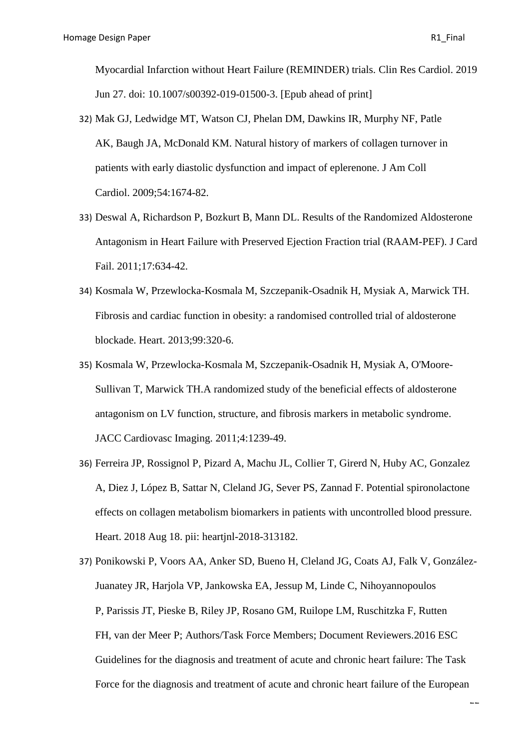Myocardial Infarction without Heart Failure (REMINDER) trials. Clin Res Cardiol. 2019 Jun 27. doi: 10.1007/s00392-019-01500-3. [Epub ahead of print]

32) Mak GJ, Ledwidge MT, Watson CJ, Phelan DM, Dawkins IR, Murphy NF, Patle AK, Baugh JA, McDonald KM. Natural history of markers of collagen turnover in patients with early diastolic dysfunction and impact of eplerenone. J Am Coll Cardiol. 2009;54:1674-82.

33) Deswal A, Richardson P, Bozkurt B, Mann DL. Results of the Randomized Aldosterone Antagonism in Heart Failure with Preserved Ejection Fraction trial (RAAM-PEF). J Card Fail. 2011;17:634-42.

34) Kosmala W, Przewlocka-Kosmala M, Szczepanik-Osadnik H, Mysiak A, Marwick TH. Fibrosis and cardiac function in obesity: a randomised controlled trial of aldosterone blockade. Heart. 2013;99:320-6.

35) Kosmala W, Przewlocka-Kosmala M, Szczepanik-Osadnik H, Mysiak A, O'Moore-Sullivan T, Marwick TH.A randomized study of the beneficial effects of aldosterone antagonism on LV function, structure, and fibrosis markers in metabolic syndrome. JACC Cardiovasc Imaging. 2011;4:1239-49.

36) Ferreira JP, Rossignol P, Pizard A, Machu JL, Collier T, Girerd N, Huby AC, Gonzalez A, Diez J, López B, Sattar N, Cleland JG, Sever PS, Zannad F. Potential spironolactone effects on collagen metabolism biomarkers in patients with uncontrolled blood pressure. Heart. 2018 Aug 18. pii: heartjnl-2018-313182.

37) Ponikowski P, Voors AA, Anker SD, Bueno H, Cleland JG, Coats AJ, Falk V, González-Juanatey JR, Harjola VP, Jankowska EA, Jessup M, Linde C, Nihoyannopoulos P, Parissis JT, Pieske B, Riley JP, Rosano GM, Ruilope LM, Ruschitzka F, Rutten FH, van der Meer P; Authors/Task Force Members; Document Reviewers.2016 ESC Guidelines for the diagnosis and treatment of acute and chronic heart failure: The Task Force for the diagnosis and treatment of acute and chronic heart failure of the European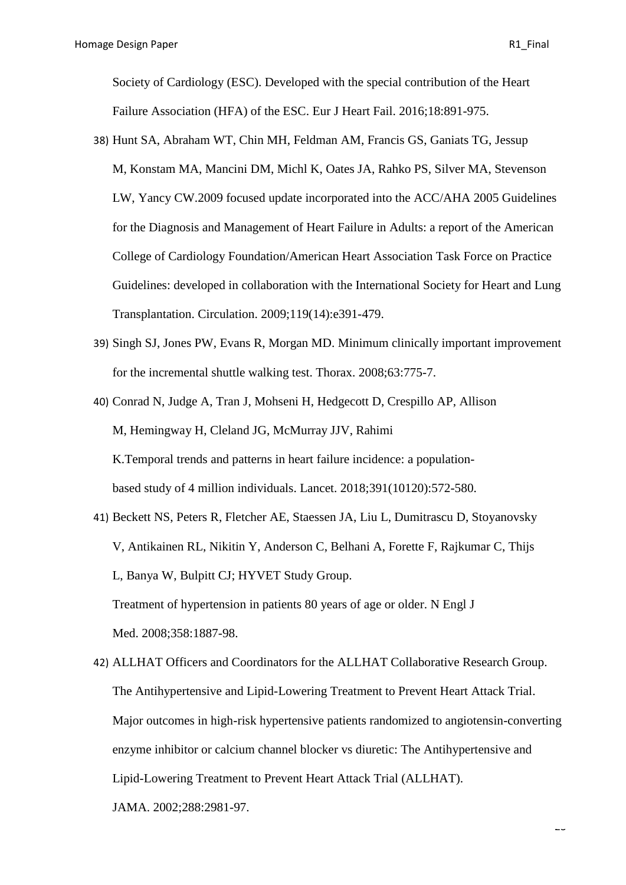Society of Cardiology (ESC). Developed with the special contribution of the Heart Failure Association (HFA) of the ESC. Eur J Heart Fail. 2016;18:891-975.

38) Hunt SA, Abraham WT, Chin MH, Feldman AM, Francis GS, Ganiats TG, Jessup M, Konstam MA, Mancini DM, Michl K, Oates JA, Rahko PS, Silver MA, Stevenson LW, Yancy CW.2009 focused update incorporated into the ACC/AHA 2005 Guidelines for the Diagnosis and Management of Heart Failure in Adults: a report of the American College of Cardiology Foundation/American Heart Association Task Force on Practice Guidelines: developed in collaboration with the International Society for Heart and Lung Transplantation. Circulation. 2009;119(14):e391-479.

39) Singh SJ, Jones PW, Evans R, Morgan MD. Minimum clinically important improvement for the incremental shuttle walking test. Thorax. 2008;63:775-7.

40) Conrad N, Judge A, Tran J, Mohseni H, Hedgecott D, Crespillo AP, Allison M, Hemingway H, Cleland JG, McMurray JJV, Rahimi K.Temporal trends and patterns in heart failure incidence: a population-based study of 4 million individuals. Lancet. 2018;391(10120):572-580.

41) Beckett NS, Peters R, Fletcher AE, Staessen JA, Liu L, Dumitrascu D, Stoyanovsky V, Antikainen RL, Nikitin Y, Anderson C, Belhani A, Forette F, Rajkumar C, Thijs L, Banya W, Bulpitt CJ; HYVET Study Group. Treatment of hypertension in patients 80 years of age or older. N Engl J Med. 2008;358:1887-98.

42) ALLHAT Officers and Coordinators for the ALLHAT Collaborative Research Group. The Antihypertensive and Lipid-Lowering Treatment to Prevent Heart Attack Trial. Major outcomes in high-risk hypertensive patients randomized to angiotensin-converting enzyme inhibitor or calcium channel blocker vs diuretic: The Antihypertensive and Lipid-Lowering Treatment to Prevent Heart Attack Trial (ALLHAT). JAMA. 2002;288:2981-97.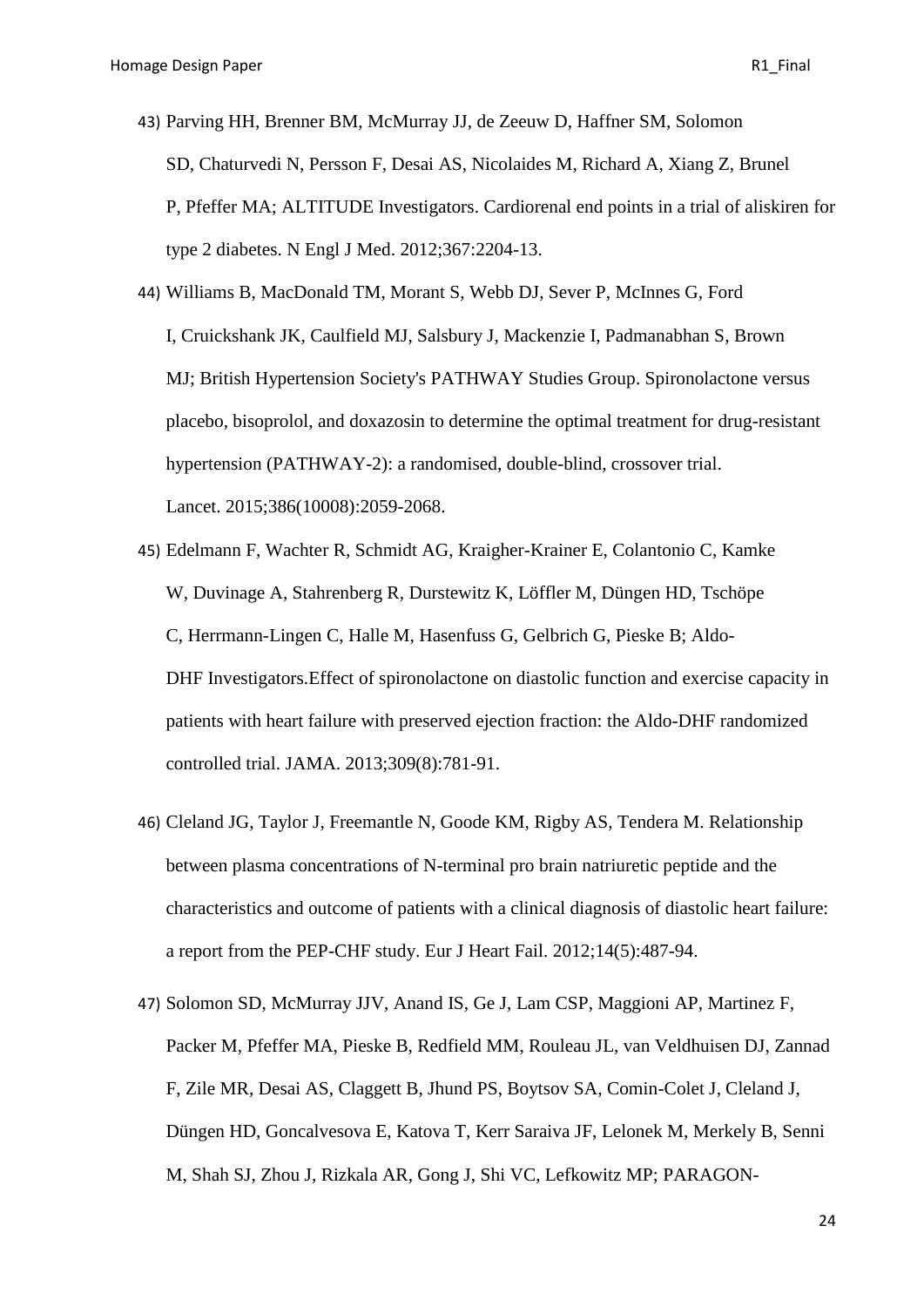43) Parving HH, Brenner BM, McMurray JJ, de Zeeuw D, Haffner SM, Solomon SD, Chaturvedi N, Persson F, Desai AS, Nicolaides M, Richard A, Xiang Z, Brunel P, Pfeffer MA; ALTITUDE Investigators. Cardiorenal end points in a trial of aliskiren for type 2 diabetes. N Engl J Med. 2012;367:2204-13.

44) Williams B, MacDonald TM, Morant S, Webb DJ, Sever P, McInnes G, Ford I, Cruickshank JK, Caulfield MJ, Salsbury J, Mackenzie I, Padmanabhan S, Brown MJ; British Hypertension Society's PATHWAY Studies Group. Spironolactone versus placebo, bisoprolol, and doxazosin to determine the optimal treatment for drug-resistant hypertension (PATHWAY-2): a randomised, double-blind, crossover trial. Lancet. 2015;386(10008):2059-2068.

45) Edelmann F, Wachter R, Schmidt AG, Kraigher-Krainer E, Colantonio C, Kamke W, Duvinage A, Stahrenberg R, Durstewitz K, Löffler M, Düngen HD, Tschöpe C, Herrmann-Lingen C, Halle M, Hasenfuss G, Gelbrich G, Pieske B; Aldo-DHF Investigators.Effect of spironolactone on diastolic function and exercise capacity in patients with heart failure with preserved ejection fraction: the Aldo-DHF randomized controlled trial. JAMA. 2013;309(8):781-91.

46) Cleland JG, Taylor J, Freemantle N, Goode KM, Rigby AS, Tendera M. Relationship between plasma concentrations of N-terminal pro brain natriuretic peptide and the characteristics and outcome of patients with a clinical diagnosis of diastolic heart failure: a report from the PEP-CHF study. Eur J Heart Fail. 2012;14(5):487-94.

47) Solomon SD, McMurray JJV, Anand IS, Ge J, Lam CSP, Maggioni AP, Martinez F, Packer M, Pfeffer MA, Pieske B, Redfield MM, Rouleau JL, van Veldhuisen DJ, Zannad F, Zile MR, Desai AS, Claggett B, Jhund PS, Boytsov SA, Comin-Colet J, Cleland J, Düngen HD, Goncalvesova E, Katova T, Kerr Saraiva JF, Lelonek M, Merkely B, Senni M, Shah SJ, Zhou J, Rizkala AR, Gong J, Shi VC, Lefkowitz MP; PARAGON-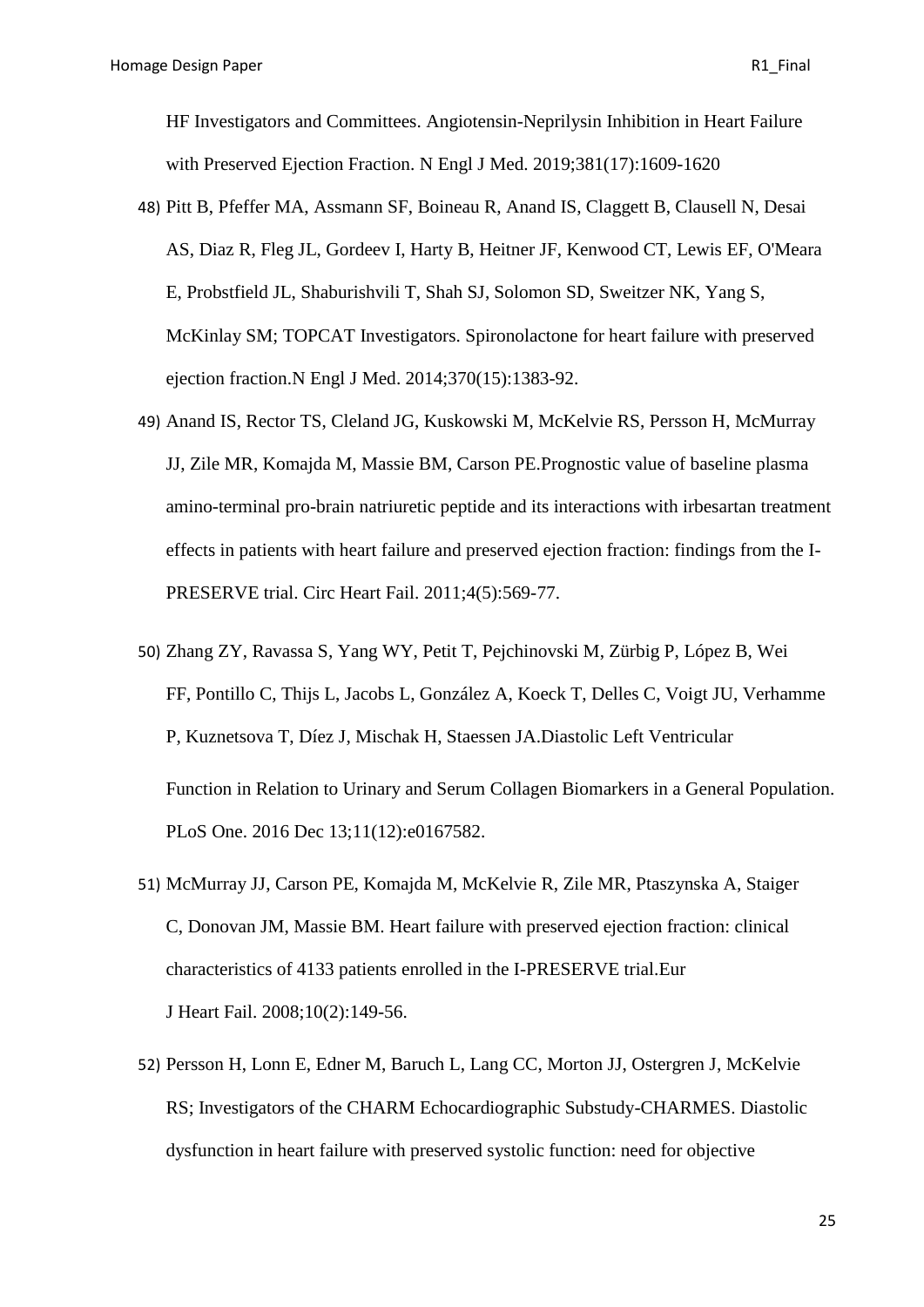HF Investigators and Committees. Angiotensin-Neprilysin Inhibition in Heart Failure with Preserved Ejection Fraction. N Engl J Med. 2019;381(17):1609-1620

48) Pitt B, Pfeffer MA, Assmann SF, Boineau R, Anand IS, Claggett B, Clausell N, Desai AS, Diaz R, Fleg JL, Gordeev I, Harty B, Heitner JF, Kenwood CT, Lewis EF, O'Meara E, Probstfield JL, Shaburishvili T, Shah SJ, Solomon SD, Sweitzer NK, Yang S, McKinlay SM; TOPCAT Investigators. Spironolactone for heart failure with preserved ejection fraction.N Engl J Med. 2014;370(15):1383-92.

49) Anand IS, Rector TS, Cleland JG, Kuskowski M, McKelvie RS, Persson H, McMurray JJ, Zile MR, Komajda M, Massie BM, Carson PE.Prognostic value of baseline plasma amino-terminal pro-brain natriuretic peptide and its interactions with irbesartan treatment effects in patients with heart failure and preserved ejection fraction: findings from the I-PRESERVE trial. Circ Heart Fail. 2011;4(5):569-77.

50) Zhang ZY, Ravassa S, Yang WY, Petit T, Pejchinovski M, Zürbig P, López B, Wei FF, Pontillo C, Thijs L, Jacobs L, González A, Koeck T, Delles C, Voigt JU, Verhamme P, Kuznetsova T, Díez J, Mischak H, Staessen JA.Diastolic Left Ventricular Function in Relation to Urinary and Serum Collagen Biomarkers in a General Population. PLoS One. 2016 Dec 13;11(12):e0167582.

51) McMurray JJ, Carson PE, Komajda M, McKelvie R, Zile MR, Ptaszynska A, Staiger C, Donovan JM, Massie BM. Heart failure with preserved ejection fraction: clinical characteristics of 4133 patients enrolled in the I-PRESERVE trial.Eur J Heart Fail. 2008;10(2):149-56.

52) Persson H, Lonn E, Edner M, Baruch L, Lang CC, Morton JJ, Ostergren J, McKelvie RS; Investigators of the CHARM Echocardiographic Substudy-CHARMES. Diastolic dysfunction in heart failure with preserved systolic function: need for objective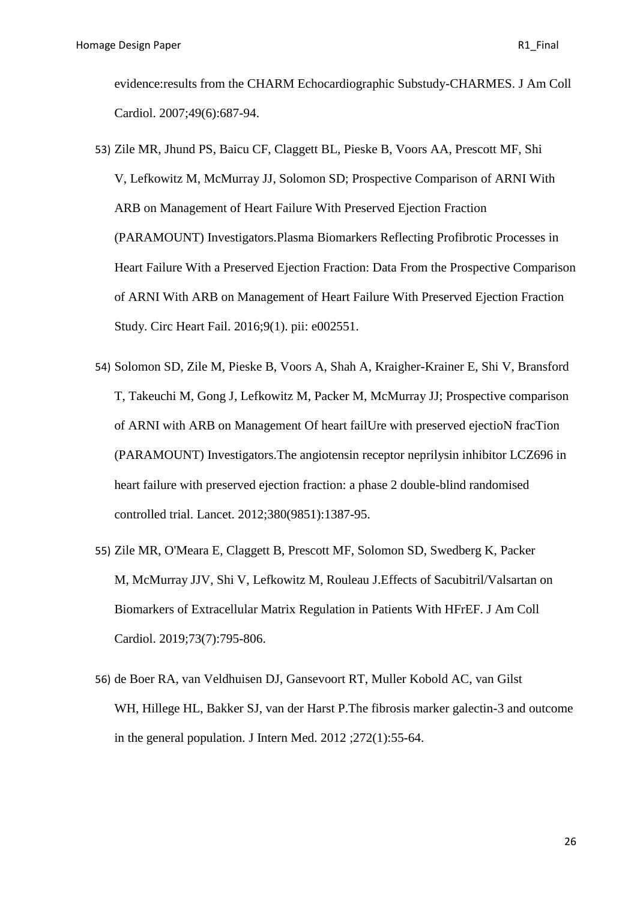evidence:results from the CHARM Echocardiographic Substudy-CHARMES. J Am Coll Cardiol. 2007;49(6):687-94.

53) Zile MR, Jhund PS, Baicu CF, Claggett BL, Pieske B, Voors AA, Prescott MF, Shi V, Lefkowitz M, McMurray JJ, Solomon SD; Prospective Comparison of ARNI With ARB on Management of Heart Failure With Preserved Ejection Fraction (PARAMOUNT) Investigators.Plasma Biomarkers Reflecting Profibrotic Processes in Heart Failure With a Preserved Ejection Fraction: Data From the Prospective Comparison of ARNI With ARB on Management of Heart Failure With Preserved Ejection Fraction Study. Circ Heart Fail. 2016;9(1). pii: e002551.

54) Solomon SD, Zile M, Pieske B, Voors A, Shah A, Kraigher-Krainer E, Shi V, Bransford T, Takeuchi M, Gong J, Lefkowitz M, Packer M, McMurray JJ; Prospective comparison of ARNI with ARB on Management Of heart failUre with preserved ejectioN fracTion (PARAMOUNT) Investigators.The angiotensin receptor neprilysin inhibitor LCZ696 in heart failure with preserved ejection fraction: a phase 2 double-blind randomised controlled trial. Lancet. 2012;380(9851):1387-95.

55) Zile MR, O'Meara E, Claggett B, Prescott MF, Solomon SD, Swedberg K, Packer M, McMurray JJV, Shi V, Lefkowitz M, Rouleau J.Effects of Sacubitril/Valsartan on Biomarkers of Extracellular Matrix Regulation in Patients With HFrEF. J Am Coll Cardiol. 2019;73(7):795-806.

56) de Boer RA, van Veldhuisen DJ, Gansevoort RT, Muller Kobold AC, van Gilst WH, Hillege HL, Bakker SJ, van der Harst P.The fibrosis marker galectin-3 and outcome in the general population. J Intern Med. 2012 ;272(1):55-64.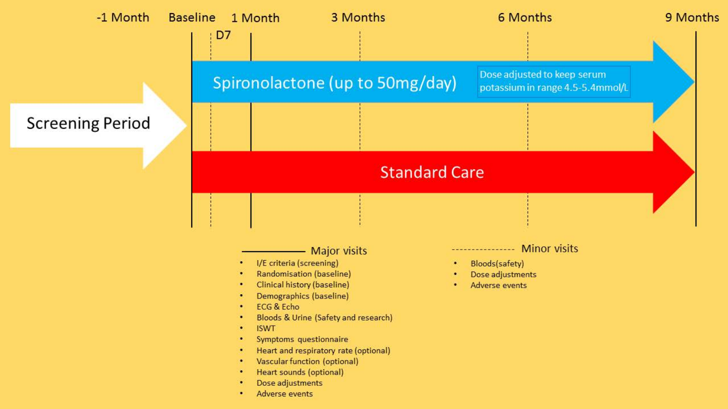-1 Month | Baseline | D7 | 1 Month | 3 Months | 6 Months | 9 Months

Screening Period

Spironolactone (up to 50mg/day)

Dose adjusted to keep serum potassium in range 4.5-5.4mmol/L

Standard Care

**Major visits**

- I/E criteria (screening)
- Randomisation (baseline)
- Clinical history (baseline)
- Demographics (baseline)
- ECG & Echo
- Bloods & Urine (Safety and research)
- ISWT
- Symptoms questionnaire
- Heart and respiratory rate (optional)
- Vascular function (optional)
- Heart sounds (optional)
- Dose adjustments
- Adverse events

**Minor visits**

- Bloods(safety)
- Dose adjustments
- Adverse events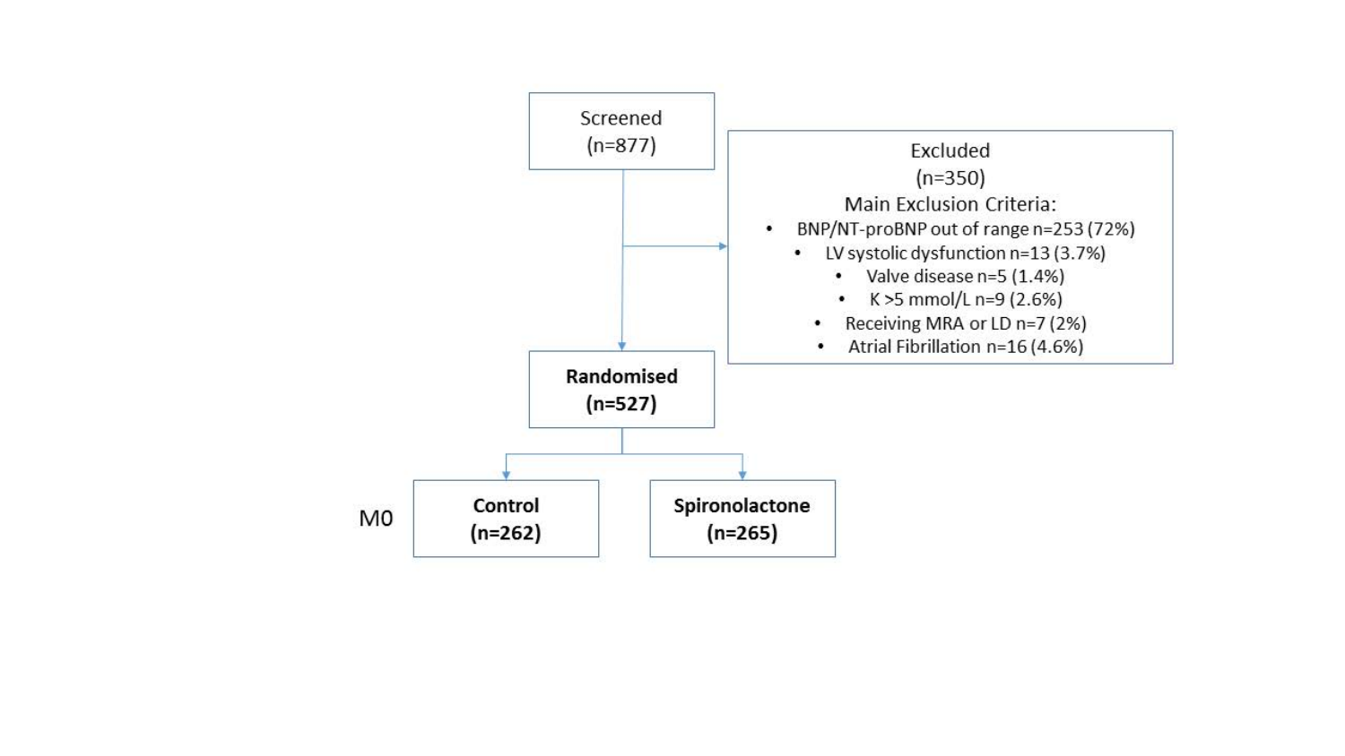Screened
(n=877)

Excluded
(n=350)

Main Exclusion Criteria:

- BNP/NT-proBNP out of range n=253 (72%)
- LV systolic dysfunction n=13 (3.7%)
- Valve disease n=5 (1.4%)
- K >5 mmol/L n=9 (2.6%)
- Receiving MRA or LD n=7 (2%)
- Atrial Fibrillation n=16 (4.6%)

**Randomised**
**(n=527)**

M0

**Control**
**(n=262)**

**Spironolactone**
**(n=265)**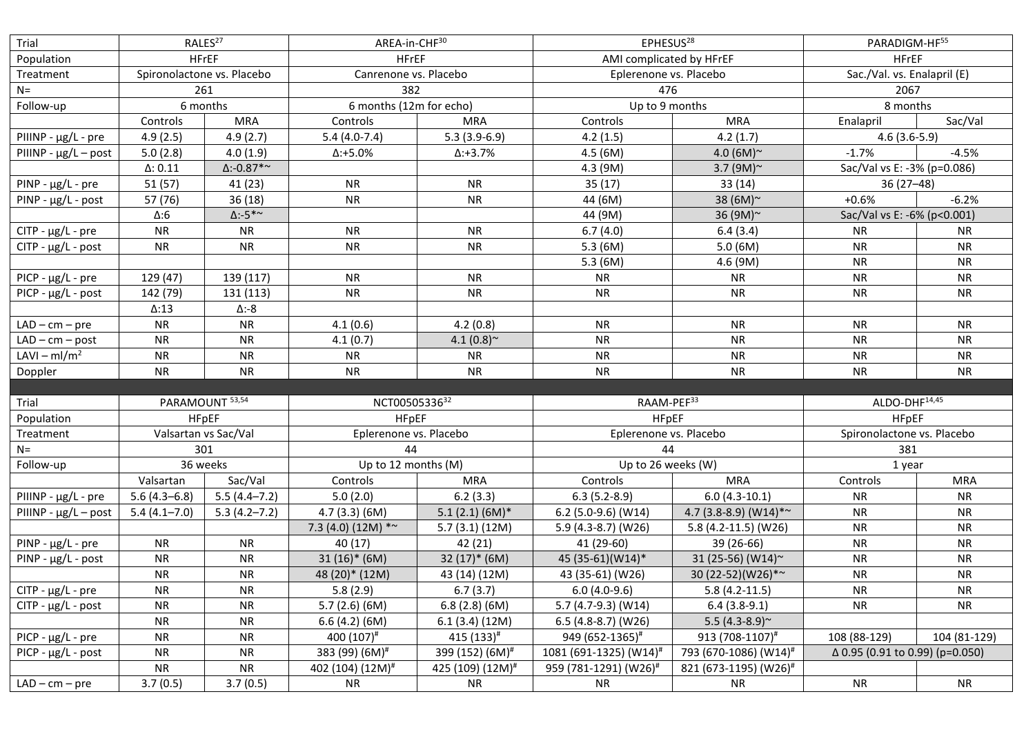| Trial | RALES[27] | | AREA-in-CHF[30] | | EPHESUS[28] | | PARADIGM-HF[55] | |
|---|---|---|---|---|---|---|---|---|
| Population | HFrEF | | HFrEF | | AMI complicated by HFrEF | | HFrEF | |
| Treatment | Spironolactone vs. Placebo | | Canrenone vs. Placebo | | Eplerenone vs. Placebo | | Sac./Val. vs. Enalapril (E) | |
| N= | 261 | | 382 | | 476 | | 2067 | |
| Follow-up | 6 months | | 6 months (12m for echo) | | Up to 9 months | | 8 months | |
| | Controls | MRA | Controls | MRA | Controls | MRA | Enalapril | Sac/Val |
| PIIINP - µg/L - pre | 4.9 (2.5) | 4.9 (2.7) | 5.4 (4.0-7.4) | 5.3 (3.9-6.9) | 4.2 (1.5) | 4.2 (1.7) | 4.6 (3.6-5.9) | |
| PIIINP - µg/L – post | 5.0 (2.8) | 4.0 (1.9) | Δ:+5.0% | Δ:+3.7% | 4.5 (6M) | 4.0 (6M)~ | -1.7% | -4.5% |
| | Δ: 0.11 | Δ:-0.87*~ | | | 4.3 (9M) | 3.7 (9M)~ | Sac/Val vs E: -3% (p=0.086) | |
| PINP - µg/L - pre | 51 (57) | 41 (23) | NR | NR | 35 (17) | 33 (14) | 36 (27–48) | |
| PINP - µg/L - post | 57 (76) | 36 (18) | NR | NR | 44 (6M) | 38 (6M)~ | +0.6% | -6.2% |
| | Δ:6 | Δ:-5*~ | | | 44 (9M) | 36 (9M)~ | Sac/Val vs E: -6% (p<0.001) | |
| CITP - µg/L - pre | NR | NR | NR | NR | 6.7 (4.0) | 6.4 (3.4) | NR | NR |
| CITP - µg/L - post | NR | NR | NR | NR | 5.3 (6M) | 5.0 (6M) | NR | NR |
| | | | | | 5.3 (6M) | 4.6 (9M) | NR | NR |
| PICP - µg/L - pre | 129 (47) | 139 (117) | NR | NR | NR | NR | NR | NR |
| PICP - µg/L - post | 142 (79) | 131 (113) | NR | NR | NR | NR | NR | NR |
| | Δ:13 | Δ:-8 | | | | | | |
| LAD – cm – pre | NR | NR | 4.1 (0.6) | 4.2 (0.8) | NR | NR | NR | NR |
| LAD – cm – post | NR | NR | 4.1 (0.7) | 4.1 (0.8)~ | NR | NR | NR | NR |
| LAVI – ml/m² | NR | NR | NR | NR | NR | NR | NR | NR |
| Doppler | NR | NR | NR | NR | NR | NR | NR | NR |
| | | | | | | | | |
| Trial | PARAMOUNT[53,54] | | NCT00505336[32] | | RAAM-PEF[33] | | ALDO-DHF[14,45] | |
| Population | HFpEF | | HFpEF | | HFpEF | | HFpEF | |
| Treatment | Valsartan vs Sac/Val | | Eplerenone vs. Placebo | | Eplerenone vs. Placebo | | Spironolactone vs. Placebo | |
| N= | 301 | | 44 | | 44 | | 381 | |
| Follow-up | 36 weeks | | Up to 12 months (M) | | Up to 26 weeks (W) | | 1 year | |
| | Valsartan | Sac/Val | Controls | MRA | Controls | MRA | Controls | MRA |
| PIIINP - µg/L - pre | 5.6 (4.3–6.8) | 5.5 (4.4–7.2) | 5.0 (2.0) | 6.2 (3.3) | 6.3 (5.2-8.9) | 6.0 (4.3-10.1) | NR | NR |
| PIIINP - µg/L – post | 5.4 (4.1–7.0) | 5.3 (4.2–7.2) | 4.7 (3.3) (6M) | 5.1 (2.1) (6M)* | 6.2 (5.0-9.6) (W14) | 4.7 (3.8-8.9) (W14)*~ | NR | NR |
| | | | 7.3 (4.0) (12M) *~ | 5.7 (3.1) (12M) | 5.9 (4.3-8.7) (W26) | 5.8 (4.2-11.5) (W26) | NR | NR |
| PINP - µg/L - pre | NR | NR | 40 (17) | 42 (21) | 41 (29-60) | 39 (26-66) | NR | NR |
| PINP - µg/L - post | NR | NR | 31 (16)* (6M) | 32 (17)* (6M) | 45 (35-61)(W14)* | 31 (25-56) (W14)~ | NR | NR |
| | NR | NR | 48 (20)* (12M) | 43 (14) (12M) | 43 (35-61) (W26) | 30 (22-52)(W26)*~ | NR | NR |
| CITP - µg/L - pre | NR | NR | 5.8 (2.9) | 6.7 (3.7) | 6.0 (4.0-9.6) | 5.8 (4.2-11.5) | NR | NR |
| CITP - µg/L - post | NR | NR | 5.7 (2.6) (6M) | 6.8 (2.8) (6M) | 5.7 (4.7-9.3) (W14) | 6.4 (3.8-9.1) | NR | NR |
| | NR | NR | 6.6 (4.2) (12M) | 6.1 (3.4) (12M) | 6.5 (4.8-8.7) (W26) | 5.5 (4.3-8.9)~ | | |
| PICP - µg/L - pre | NR | NR | 400 (107)# | 415 (133)# | 949 (652-1365)# | 913 (708-1107)# | 108 (88-129) | 104 (81-129) |
| PICP - µg/L - post | NR | NR | 383 (99) (6M)# | 399 (152) (6M)# | 1081 (691-1325) (W14)# | 793 (670-1086) (W14)# | Δ 0.95 (0.91 to 0.99) (p=0.050) | |
| | NR | NR | 402 (104) (12M)# | 425 (109) (12M)# | 959 (781-1291) (W26)# | 821 (673-1195) (W26)# | | |
| LAD – cm – pre | 3.7 (0.5) | 3.7 (0.5) | NR | NR | NR | NR | NR | NR |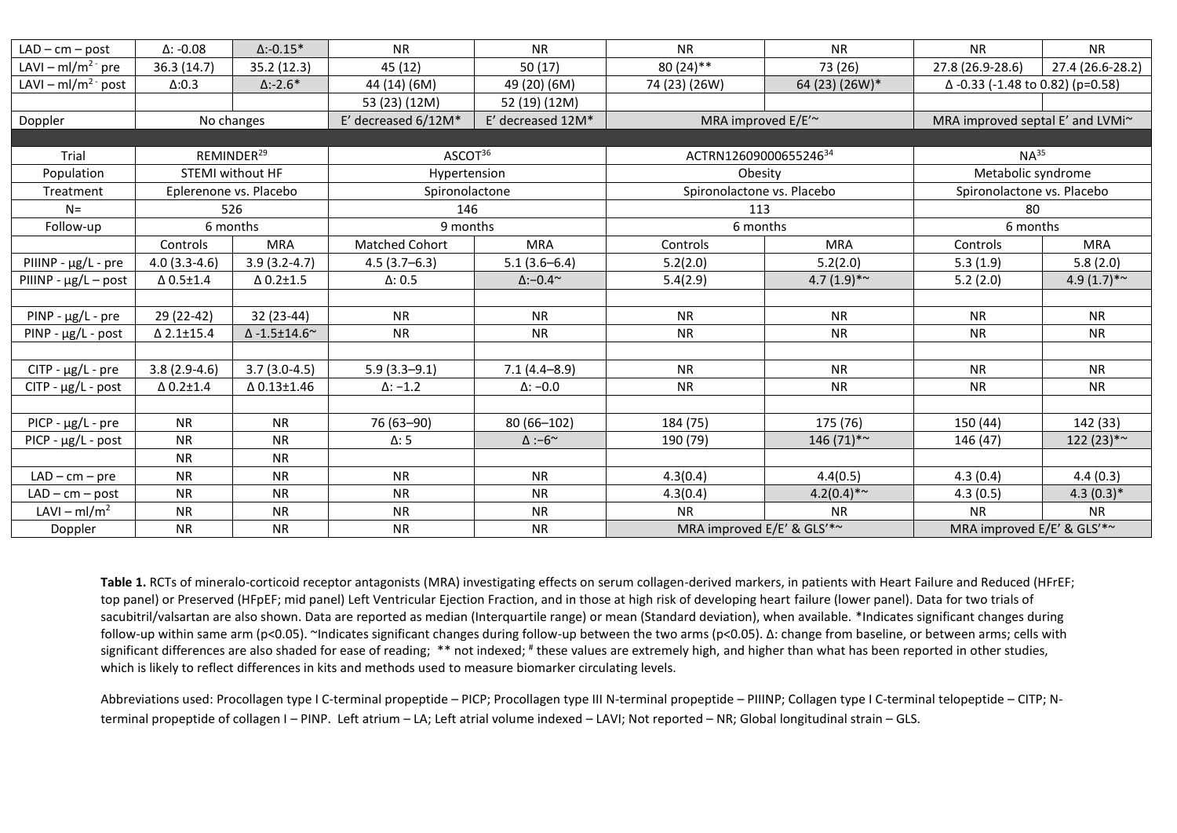| LAD – cm – post | Δ: -0.08 | Δ:-0.15* | NR | NR | NR | NR | NR | NR |
|---|---|---|---|---|---|---|---|---|
| LAVI – ml/m$^{2}$ - pre | 36.3 (14.7) | 35.2 (12.3) | 45 (12) | 50 (17) | 80 (24)** | 73 (26) | 27.8 (26.9-28.6) | 27.4 (26.6-28.2) |
| LAVI – ml/m$^{2}$ - post | Δ:0.3 | Δ:-2.6* | 44 (14) (6M) | 49 (20) (6M) | 74 (23) (26W) | 64 (23) (26W)* | Δ -0.33 (-1.48 to 0.82) (p=0.58) | |
| | | | 53 (23) (12M) | 52 (19) (12M) | | | | |
| Doppler | No changes | | E' decreased 6/12M* | E' decreased 12M* | MRA improved E/E'~ | | MRA improved septal E' and LVMi~ | |
| | | | | | | | | |
| Trial | REMINDER[29] | | ASCOT[36] | | ACTRN12609000655246[34] | | NA[35] | |
| Population | STEMI without HF | | Hypertension | | Obesity | | Metabolic syndrome | |
| Treatment | Eplerenone vs. Placebo | | Spironolactone | | Spironolactone vs. Placebo | | Spironolactone vs. Placebo | |
| N= | 526 | | 146 | | 113 | | 80 | |
| Follow-up | 6 months | | 9 months | | 6 months | | 6 months | |
| | Controls | MRA | Matched Cohort | MRA | Controls | MRA | Controls | MRA |
| PIIINP - μg/L - pre | 4.0 (3.3-4.6) | 3.9 (3.2-4.7) | 4.5 (3.7–6.3) | 5.1 (3.6–6.4) | 5.2(2.0) | 5.2(2.0) | 5.3 (1.9) | 5.8 (2.0) |
| PIIINP - μg/L – post | Δ 0.5±1.4 | Δ 0.2±1.5 | Δ: 0.5 | Δ:−0.4~ | 5.4(2.9) | 4.7 (1.9)*~ | 5.2 (2.0) | 4.9 (1.7)*~ |
| | | | | | | | | |
| PINP - μg/L - pre | 29 (22-42) | 32 (23-44) | NR | NR | NR | NR | NR | NR |
| PINP - μg/L - post | Δ 2.1±15.4 | Δ -1.5±14.6~ | NR | NR | NR | NR | NR | NR |
| | | | | | | | | |
| CITP - μg/L - pre | 3.8 (2.9-4.6) | 3.7 (3.0-4.5) | 5.9 (3.3–9.1) | 7.1 (4.4–8.9) | NR | NR | NR | NR |
| CITP - μg/L - post | Δ 0.2±1.4 | Δ 0.13±1.46 | Δ: −1.2 | Δ: −0.0 | NR | NR | NR | NR |
| | | | | | | | | |
| PICP - μg/L - pre | NR | NR | 76 (63–90) | 80 (66–102) | 184 (75) | 175 (76) | 150 (44) | 142 (33) |
| PICP - μg/L - post | NR | NR | Δ: 5 | Δ :−6~ | 190 (79) | 146 (71)*~ | 146 (47) | 122 (23)*~ |
| | NR | NR | | | | | | |
| LAD – cm – pre | NR | NR | NR | NR | 4.3(0.4) | 4.4(0.5) | 4.3 (0.4) | 4.4 (0.3) |
| LAD – cm – post | NR | NR | NR | NR | 4.3(0.4) | 4.2(0.4)*~ | 4.3 (0.5) | 4.3 (0.3)* |
| LAVI – ml/m$^{2}$ | NR | NR | NR | NR | NR | NR | NR | NR |
| Doppler | NR | NR | NR | NR | MRA improved E/E' & GLS'*~ | | MRA improved E/E' & GLS'*~ | |

**Table 1.** RCTs of mineralo-corticoid receptor antagonists (MRA) investigating effects on serum collagen-derived markers, in patients with Heart Failure and Reduced (HFrEF; top panel) or Preserved (HFpEF; mid panel) Left Ventricular Ejection Fraction, and in those at high risk of developing heart failure (lower panel). Data for two trials of sacubitril/valsartan are also shown. Data are reported as median (Interquartile range) or mean (Standard deviation), when available. *Indicates significant changes during follow-up within same arm ($p<0.05$). ~Indicates significant changes during follow-up between the two arms ($p<0.05$). Δ: change from baseline, or between arms; cells with significant differences are also shaded for ease of reading; ** not indexed; # these values are extremely high, and higher than what has been reported in other studies, which is likely to reflect differences in kits and methods used to measure biomarker circulating levels.

Abbreviations used: Procollagen type I C-terminal propeptide – PICP; Procollagen type III N-terminal propeptide – PIIINP; Collagen type I C-terminal telopeptide – CITP; N-terminal propeptide of collagen I – PINP. Left atrium – LA; Left atrial volume indexed – LAVI; Not reported – NR; Global longitudinal strain – GLS.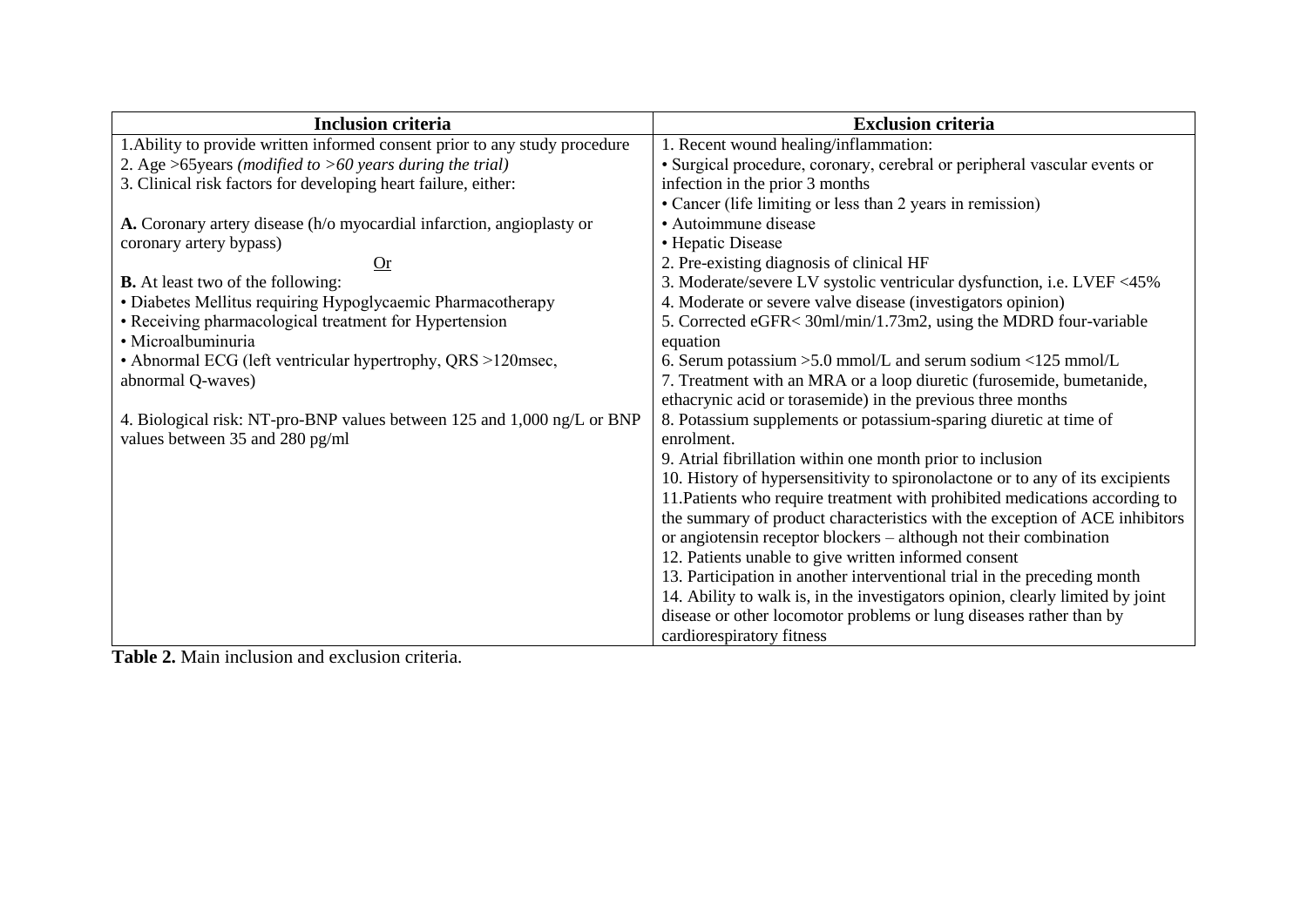| Inclusion criteria | Exclusion criteria |
|---|---|
| 1. Ability to provide written informed consent prior to any study procedure<br>2. Age >65years *(modified to >60 years during the trial)*<br>3. Clinical risk factors for developing heart failure, either:<br><br>**A.** Coronary artery disease (h/o myocardial infarction, angioplasty or coronary artery bypass)<br>Or<br>**B.** At least two of the following:<br>• Diabetes Mellitus requiring Hypoglycaemic Pharmacotherapy<br>• Receiving pharmacological treatment for Hypertension<br>• Microalbuminuria<br>• Abnormal ECG (left ventricular hypertrophy, QRS >120msec, abnormal Q-waves)<br><br>4. Biological risk: NT-pro-BNP values between 125 and 1,000 ng/L or BNP values between 35 and 280 pg/ml | 1. Recent wound healing/inflammation:<br>• Surgical procedure, coronary, cerebral or peripheral vascular events or infection in the prior 3 months<br>• Cancer (life limiting or less than 2 years in remission)<br>• Autoimmune disease<br>• Hepatic Disease<br>2. Pre-existing diagnosis of clinical HF<br>3. Moderate/severe LV systolic ventricular dysfunction, i.e. LVEF <45%<br>4. Moderate or severe valve disease (investigators opinion)<br>5. Corrected eGFR< 30ml/min/1.73m2, using the MDRD four-variable equation<br>6. Serum potassium >5.0 mmol/L and serum sodium <125 mmol/L<br>7. Treatment with an MRA or a loop diuretic (furosemide, bumetanide, ethacrynic acid or torasemide) in the previous three months<br>8. Potassium supplements or potassium-sparing diuretic at time of enrolment.<br>9. Atrial fibrillation within one month prior to inclusion<br>10. History of hypersensitivity to spironolactone or to any of its excipients<br>11. Patients who require treatment with prohibited medications according to the summary of product characteristics with the exception of ACE inhibitors or angiotensin receptor blockers – although not their combination<br>12. Patients unable to give written informed consent<br>13. Participation in another interventional trial in the preceding month<br>14. Ability to walk is, in the investigators opinion, clearly limited by joint disease or other locomotor problems or lung diseases rather than by cardiorespiratory fitness |

**Table 2.** Main inclusion and exclusion criteria.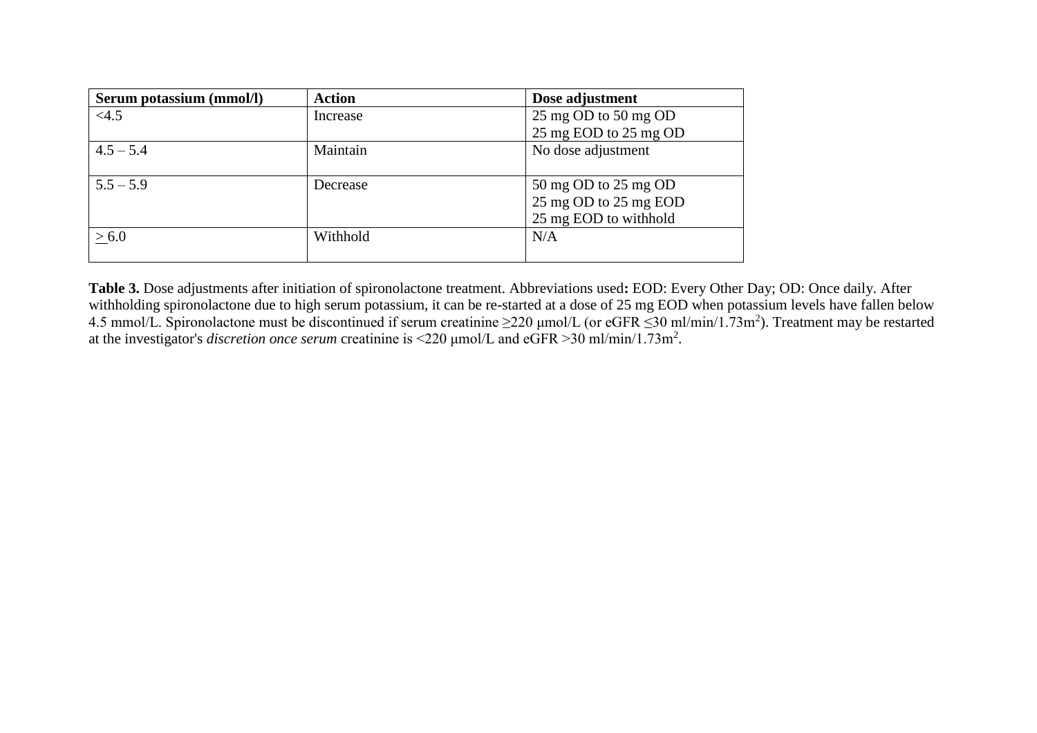| Serum potassium (mmol/l) | Action | Dose adjustment |
| --- | --- | --- |
| <4.5 | Increase | 25 mg OD to 50 mg OD<br>25 mg EOD to 25 mg OD |
| 4.5 – 5.4 | Maintain | No dose adjustment |
| 5.5 – 5.9 | Decrease | 50 mg OD to 25 mg OD<br>25 mg OD to 25 mg EOD<br>25 mg EOD to withhold |
| ≥ 6.0 | Withhold | N/A |

**Table 3.** Dose adjustments after initiation of spironolactone treatment. Abbreviations used**:** EOD: Every Other Day; OD: Once daily. After withholding spironolactone due to high serum potassium, it can be re-started at a dose of 25 mg EOD when potassium levels have fallen below 4.5 mmol/L. Spironolactone must be discontinued if serum creatinine ≥220 μmol/L (or eGFR ≤30 ml/min/1.73m$^2$). Treatment may be restarted at the investigator's *discretion once serum* creatinine is <220 μmol/L and eGFR >30 ml/min/1.73m$^2$.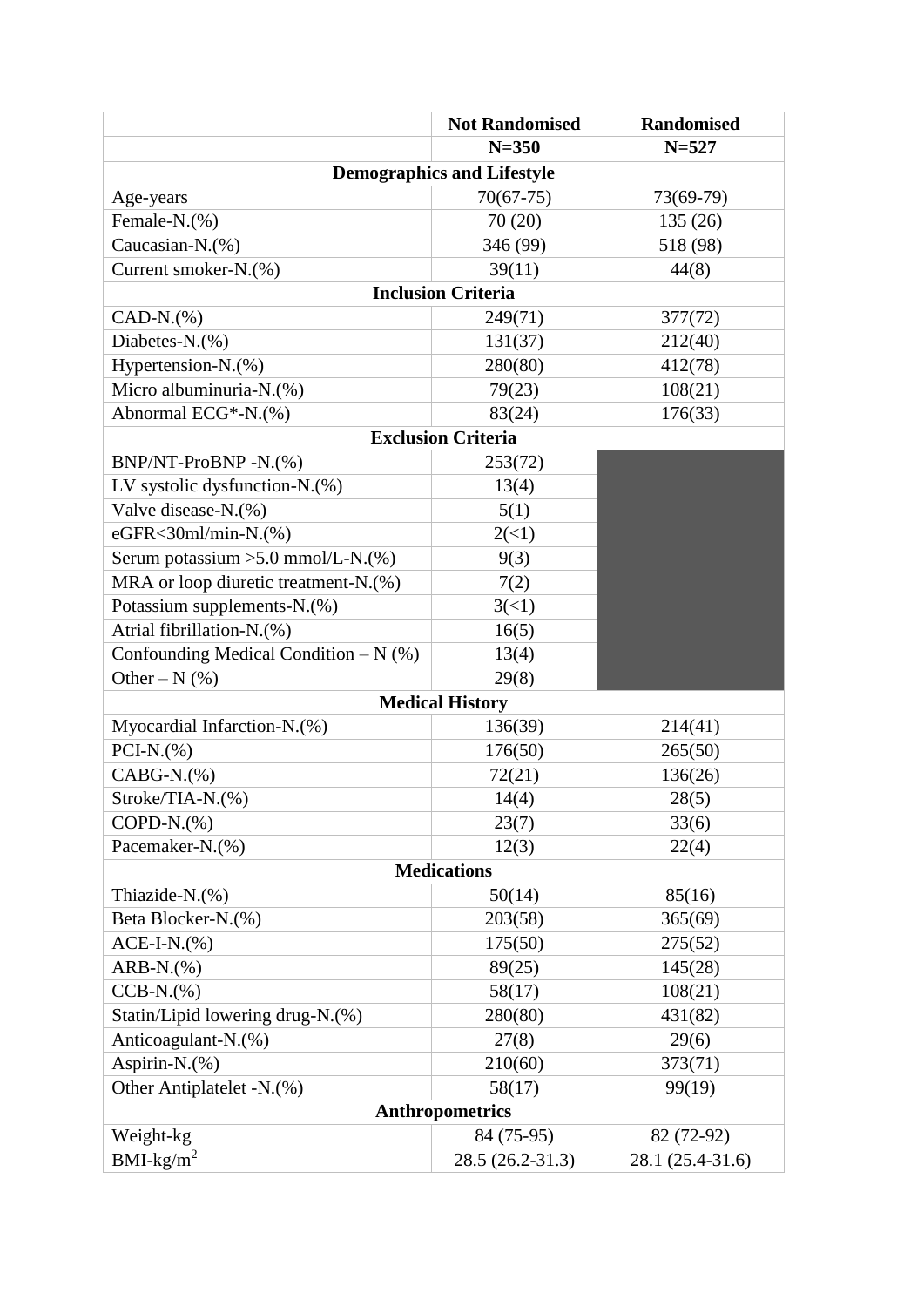|  | Not Randomised | Randomised |
|---|---|---|
|  | N=350 | N=527 |
| **Demographics and Lifestyle** | | |
| Age-years | 70(67-75) | 73(69-79) |
| Female-N.(%) | 70 (20) | 135 (26) |
| Caucasian-N.(%) | 346 (99) | 518 (98) |
| Current smoker-N.(%) | 39(11) | 44(8) |
| **Inclusion Criteria** | | |
| CAD-N.(%) | 249(71) | 377(72) |
| Diabetes-N.(%) | 131(37) | 212(40) |
| Hypertension-N.(%) | 280(80) | 412(78) |
| Micro albuminuria-N.(%) | 79(23) | 108(21) |
| Abnormal ECG*-N.(%) | 83(24) | 176(33) |
| **Exclusion Criteria** | | |
| BNP/NT-ProBNP -N.(%) | 253(72) | |
| LV systolic dysfunction-N.(%) | 13(4) | |
| Valve disease-N.(%) | 5(1) | |
| eGFR<30ml/min-N.(%) | 2(<1) | |
| Serum potassium >5.0 mmol/L-N.(%) | 9(3) | |
| MRA or loop diuretic treatment-N.(%) | 7(2) | |
| Potassium supplements-N.(%) | 3(<1) | |
| Atrial fibrillation-N.(%) | 16(5) | |
| Confounding Medical Condition – N (%) | 13(4) | |
| Other – N (%) | 29(8) | |
| **Medical History** | | |
| Myocardial Infarction-N.(%) | 136(39) | 214(41) |
| PCI-N.(%) | 176(50) | 265(50) |
| CABG-N.(%) | 72(21) | 136(26) |
| Stroke/TIA-N.(%) | 14(4) | 28(5) |
| COPD-N.(%) | 23(7) | 33(6) |
| Pacemaker-N.(%) | 12(3) | 22(4) |
| **Medications** | | |
| Thiazide-N.(%) | 50(14) | 85(16) |
| Beta Blocker-N.(%) | 203(58) | 365(69) |
| ACE-I-N.(%) | 175(50) | 275(52) |
| ARB-N.(%) | 89(25) | 145(28) |
| CCB-N.(%) | 58(17) | 108(21) |
| Statin/Lipid lowering drug-N.(%) | 280(80) | 431(82) |
| Anticoagulant-N.(%) | 27(8) | 29(6) |
| Aspirin-N.(%) | 210(60) | 373(71) |
| Other Antiplatelet -N.(%) | 58(17) | 99(19) |
| **Anthropometrics** | | |
| Weight-kg | 84 (75-95) | 82 (72-92) |
| BMI-kg/$m^2$ | 28.5 (26.2-31.3) | 28.1 (25.4-31.6) |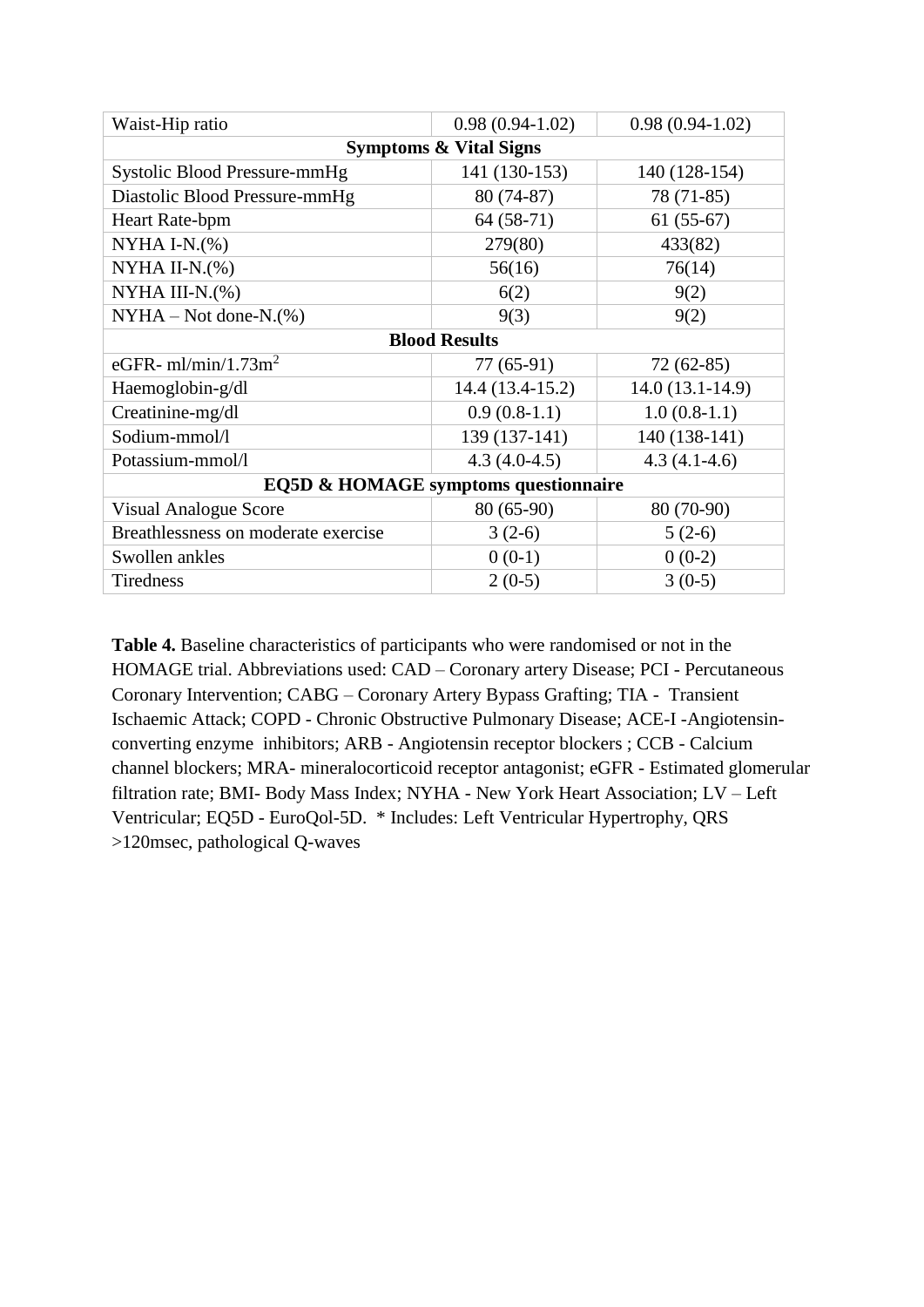| Waist-Hip ratio | 0.98 (0.94-1.02) | 0.98 (0.94-1.02) |
|---|---|---|
| **Symptoms & Vital Signs** | | |
| Systolic Blood Pressure-mmHg | 141 (130-153) | 140 (128-154) |
| Diastolic Blood Pressure-mmHg | 80 (74-87) | 78 (71-85) |
| Heart Rate-bpm | 64 (58-71) | 61 (55-67) |
| NYHA I-N.(%) | 279(80) | 433(82) |
| NYHA II-N.(%) | 56(16) | 76(14) |
| NYHA III-N.(%) | 6(2) | 9(2) |
| NYHA – Not done-N.(%) | 9(3) | 9(2) |
| **Blood Results** | | |
| eGFR- ml/min/1.73m$^2$ | 77 (65-91) | 72 (62-85) |
| Haemoglobin-g/dl | 14.4 (13.4-15.2) | 14.0 (13.1-14.9) |
| Creatinine-mg/dl | 0.9 (0.8-1.1) | 1.0 (0.8-1.1) |
| Sodium-mmol/l | 139 (137-141) | 140 (138-141) |
| Potassium-mmol/l | 4.3 (4.0-4.5) | 4.3 (4.1-4.6) |
| **EQ5D & HOMAGE symptoms questionnaire** | | |
| Visual Analogue Score | 80 (65-90) | 80 (70-90) |
| Breathlessness on moderate exercise | 3 (2-6) | 5 (2-6) |
| Swollen ankles | 0 (0-1) | 0 (0-2) |
| Tiredness | 2 (0-5) | 3 (0-5) |

**Table 4.** Baseline characteristics of participants who were randomised or not in the HOMAGE trial. Abbreviations used: CAD – Coronary artery Disease; PCI - Percutaneous Coronary Intervention; CABG – Coronary Artery Bypass Grafting; TIA - Transient Ischaemic Attack; COPD - Chronic Obstructive Pulmonary Disease; ACE-I -Angiotensin-converting enzyme inhibitors; ARB - Angiotensin receptor blockers ; CCB - Calcium channel blockers; MRA- mineralocorticoid receptor antagonist; eGFR - Estimated glomerular filtration rate; BMI- Body Mass Index; NYHA - New York Heart Association; LV – Left Ventricular; EQ5D - EuroQol-5D. * Includes: Left Ventricular Hypertrophy, QRS >120msec, pathological Q-waves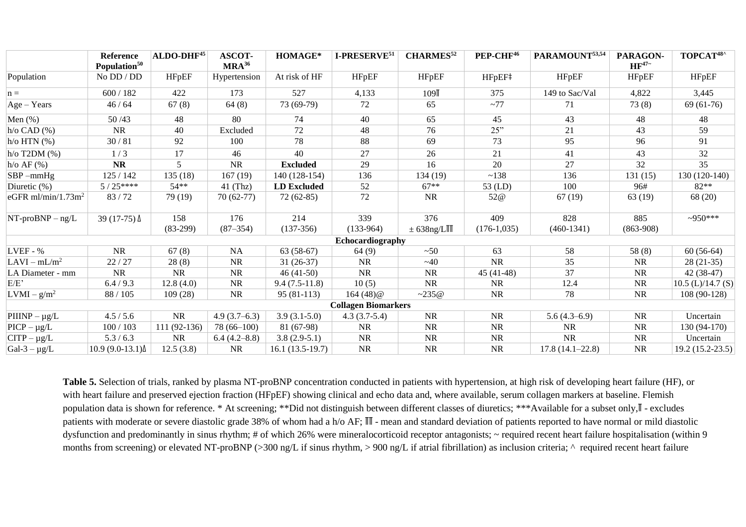| | Reference Population[50] | ALDO-DHF[45] | ASCOT-MRA[36] | HOMAGE* | I-PRESERVE[51] | CHARMES[52] | PEP-CHF[46] | PARAMOUNT[53,54] | PARAGON-HF[47~] | TOPCAT[48^] |
|---|---|---|---|---|---|---|---|---|---|---|
| Population | No DD / DD | HFpEF | Hypertension | At risk of HF | HFpEF | HFpEF | HFpEF‡ | HFpEF | HFpEF | HFpEF |
| n = | 600 / 182 | 422 | 173 | 527 | 4,133 | 109₸ | 375 | 149 to Sac/Val | 4,822 | 3,445 |
| Age – Years | 46 / 64 | 67 (8) | 64 (8) | 73 (69-79) | 72 | 65 | ~77 | 71 | 73 (8) | 69 (61-76) |
| Men (%) | 50 /43 | 48 | 80 | 74 | 40 | 65 | 45 | 43 | 48 | 48 |
| h/o CAD (%) | NR | 40 | Excluded | 72 | 48 | 76 | 25" | 21 | 43 | 59 |
| h/o HTN (%) | 30 / 81 | 92 | 100 | 78 | 88 | 69 | 73 | 95 | 96 | 91 |
| h/o T2DM (%) | 1 / 3 | 17 | 46 | 40 | 27 | 26 | 21 | 41 | 43 | 32 |
| h/o AF (%) | **NR** | 5 | NR | **Excluded** | 29 | 16 | 20 | 27 | 32 | 35 |
| SBP –mmHg | 125 / 142 | 135 (18) | 167 (19) | 140 (128-154) | 136 | 134 (19) | ~138 | 136 | 131 (15) | 130 (120-140) |
| Diuretic (%) | 5 / 25**** | 54** | 41 (Thz) | **LD Excluded** | 52 | 67** | 53 (LD) | 100 | 96# | 82** |
| eGFR ml/min/1.73m² | 83 / 72 | 79 (19) | 70 (62-77) | 72 (62-85) | 72 | NR | 52@ | 67 (19) | 63 (19) | 68 (20) |
| NT-proBNP – ng/L | 39 (17-75) ₼ | 158 (83-299) | 176 (87–354) | 214 (137-356) | 339 (133-964) | 376 ± 638ng/L₸₸ | 409 (176-1,035) | 828 (460-1341) | 885 (863-908) | ~950*** |
| **Echocardiography** | | | | | | | | | | |
| LVEF - % | NR | 67 (8) | NA | 63 (58-67) | 64 (9) | ~50 | 63 | 58 | 58 (8) | 60 (56-64) |
| LAVI – mL/m² | 22 / 27 | 28 (8) | NR | 31 (26-37) | NR | ~40 | NR | 35 | NR | 28 (21-35) |
| LA Diameter - mm | NR | NR | NR | 46 (41-50) | NR | NR | 45 (41-48) | 37 | NR | 42 (38-47) |
| E/E' | 6.4 / 9.3 | 12.8 (4.0) | NR | 9.4 (7.5-11.8) | 10 (5) | NR | NR | 12.4 | NR | 10.5 (L)/14.7 (S) |
| LVMI – g/m² | 88 / 105 | 109 (28) | NR | 95 (81-113) | 164 (48)@ | ~235@ | NR | 78 | NR | 108 (90-128) |
| **Collagen Biomarkers** | | | | | | | | | | |
| PIIINP – µg/L | 4.5 / 5.6 | NR | 4.9 (3.7–6.3) | 3.9 (3.1-5.0) | 4.3 (3.7-5.4) | NR | NR | 5.6 (4.3–6.9) | NR | Uncertain |
| PICP – µg/L | 100 / 103 | 111 (92-136) | 78 (66–100) | 81 (67-98) | NR | NR | NR | NR | NR | 130 (94-170) |
| CITP – µg/L | 5.3 / 6.3 | NR | 6.4 (4.2–8.8) | 3.8 (2.9-5.1) | NR | NR | NR | NR | NR | Uncertain |
| Gal-3 – µg/L | 10.9 (9.0-13.1)₼ | 12.5 (3.8) | NR | 16.1 (13.5-19.7) | NR | NR | NR | 17.8 (14.1–22.8) | NR | 19.2 (15.2-23.5) |

**Table 5.** Selection of trials, ranked by plasma NT-proBNP concentration conducted in patients with hypertension, at high risk of developing heart failure (HF), or with heart failure and preserved ejection fraction (HFpEF) showing clinical and echo data and, where available, serum collagen markers at baseline. Flemish population data is shown for reference. * At screening; **Did not distinguish between different classes of diuretics; ***Available for a subset only,₸ - excludes patients with moderate or severe diastolic grade 38% of whom had a h/o AF; ₸₸ - mean and standard deviation of patients reported to have normal or mild diastolic dysfunction and predominantly in sinus rhythm; # of which 26% were mineralocorticoid receptor antagonists; ~ required recent heart failure hospitalisation (within 9 months from screening) or elevated NT-proBNP (>300 ng/L if sinus rhythm, > 900 ng/L if atrial fibrillation) as inclusion criteria; ^ required recent heart failure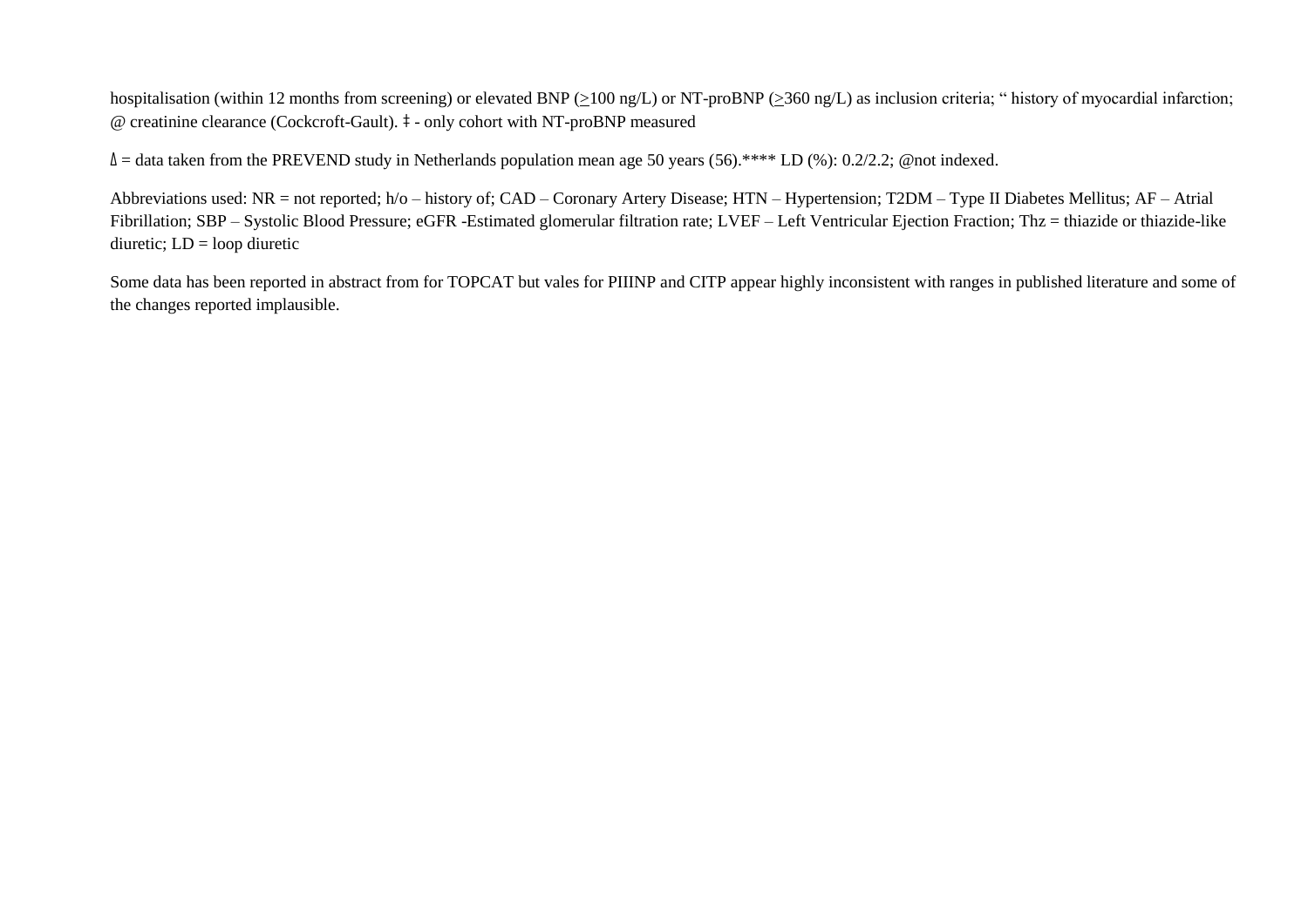hospitalisation (within 12 months from screening) or elevated BNP (≥100 ng/L) or NT-proBNP (≥360 ng/L) as inclusion criteria; " history of myocardial infarction; @ creatinine clearance (Cockcroft-Gault). ‡ - only cohort with NT-proBNP measured

∆ = data taken from the PREVEND study in Netherlands population mean age 50 years (56).**** LD (%): 0.2/2.2; @not indexed.

Abbreviations used: NR = not reported; h/o – history of; CAD – Coronary Artery Disease; HTN – Hypertension; T2DM – Type II Diabetes Mellitus; AF – Atrial Fibrillation; SBP – Systolic Blood Pressure; eGFR -Estimated glomerular filtration rate; LVEF – Left Ventricular Ejection Fraction; Thz = thiazide or thiazide-like diuretic; LD = loop diuretic

Some data has been reported in abstract from for TOPCAT but vales for PIIINP and CITP appear highly inconsistent with ranges in published literature and some of the changes reported implausible.